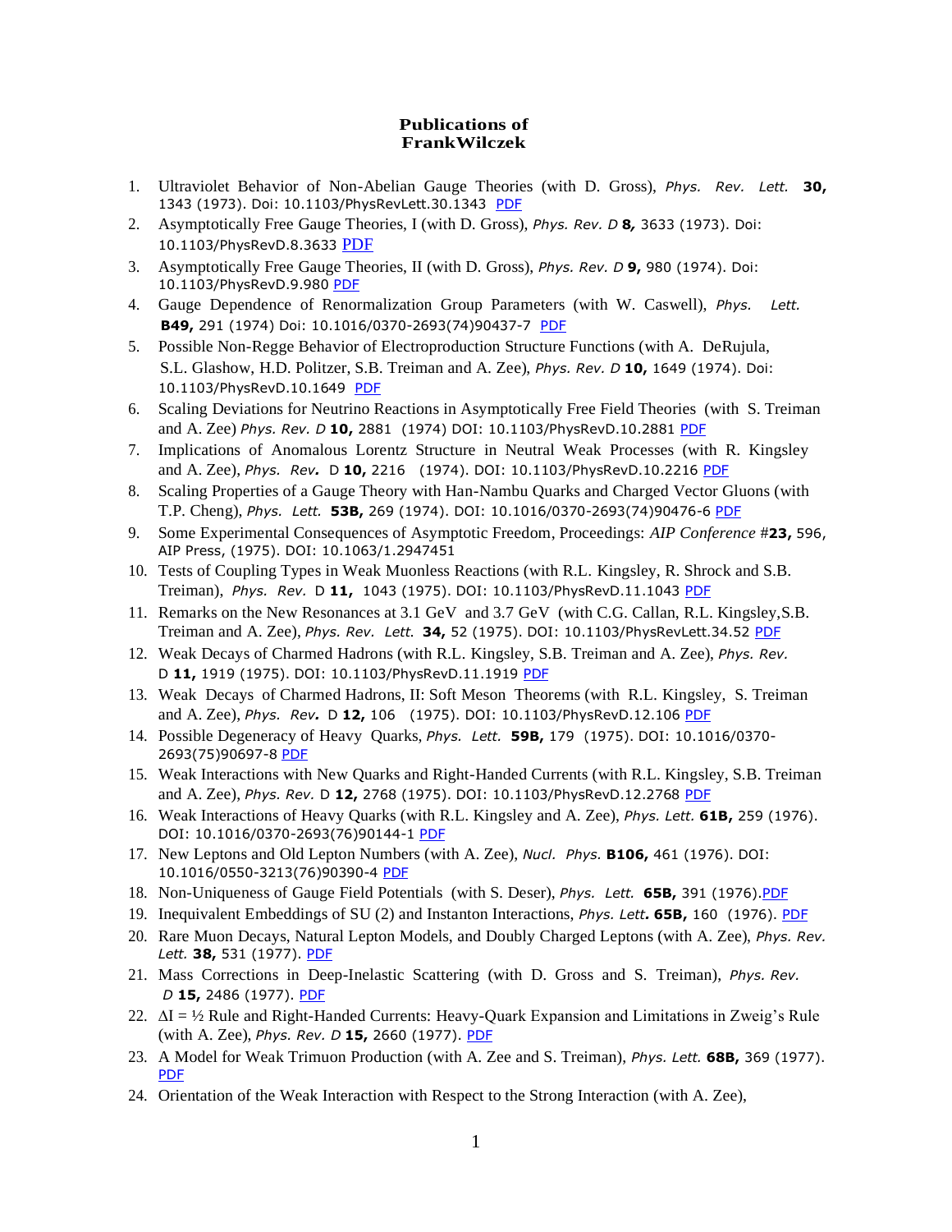**Publications of**
**FrankWilczek**

1. Ultraviolet Behavior of Non-Abelian Gauge Theories (with D. Gross), *Phys. Rev. Lett.* **30,** 1343 (1973). Doi: 10.1103/PhysRevLett.30.1343 PDF
2. Asymptotically Free Gauge Theories, I (with D. Gross), *Phys. Rev. D* **8,** 3633 (1973). Doi: 10.1103/PhysRevD.8.3633 PDF
3. Asymptotically Free Gauge Theories, II (with D. Gross), *Phys. Rev. D* **9,** 980 (1974). Doi: 10.1103/PhysRevD.9.980 PDF
4. Gauge Dependence of Renormalization Group Parameters (with W. Caswell), *Phys. Lett.* **B49,** 291 (1974) Doi: 10.1016/0370-2693(74)90437-7 PDF
5. Possible Non-Regge Behavior of Electroproduction Structure Functions (with A. DeRujula, S.L. Glashow, H.D. Politzer, S.B. Treiman and A. Zee), *Phys. Rev. D* **10,** 1649 (1974). Doi: 10.1103/PhysRevD.10.1649 PDF
6. Scaling Deviations for Neutrino Reactions in Asymptotically Free Field Theories (with S. Treiman and A. Zee) *Phys. Rev. D* **10,** 2881 (1974) DOI: 10.1103/PhysRevD.10.2881 PDF
7. Implications of Anomalous Lorentz Structure in Neutral Weak Processes (with R. Kingsley and A. Zee), *Phys. Rev.* D **10,** 2216 (1974). DOI: 10.1103/PhysRevD.10.2216 PDF
8. Scaling Properties of a Gauge Theory with Han-Nambu Quarks and Charged Vector Gluons (with T.P. Cheng), *Phys. Lett.* **53B,** 269 (1974). DOI: 10.1016/0370-2693(74)90476-6 PDF
9. Some Experimental Consequences of Asymptotic Freedom, Proceedings: *AIP Conference* #**23,** 596, AIP Press, (1975). DOI: 10.1063/1.2947451
10. Tests of Coupling Types in Weak Muonless Reactions (with R.L. Kingsley, R. Shrock and S.B. Treiman), *Phys. Rev.* D **11,** 1043 (1975). DOI: 10.1103/PhysRevD.11.1043 PDF
11. Remarks on the New Resonances at 3.1 GeV and 3.7 GeV (with C.G. Callan, R.L. Kingsley,S.B. Treiman and A. Zee), *Phys. Rev. Lett.* **34,** 52 (1975). DOI: 10.1103/PhysRevLett.34.52 PDF
12. Weak Decays of Charmed Hadrons (with R.L. Kingsley, S.B. Treiman and A. Zee), *Phys. Rev.* D **11,** 1919 (1975). DOI: 10.1103/PhysRevD.11.1919 PDF
13. Weak Decays of Charmed Hadrons, II: Soft Meson Theorems (with R.L. Kingsley, S. Treiman and A. Zee), *Phys. Rev.* D **12,** 106 (1975). DOI: 10.1103/PhysRevD.12.106 PDF
14. Possible Degeneracy of Heavy Quarks, *Phys. Lett.* **59B,** 179 (1975). DOI: 10.1016/0370-2693(75)90697-8 PDF
15. Weak Interactions with New Quarks and Right-Handed Currents (with R.L. Kingsley, S.B. Treiman and A. Zee), *Phys. Rev.* D **12,** 2768 (1975). DOI: 10.1103/PhysRevD.12.2768 PDF
16. Weak Interactions of Heavy Quarks (with R.L. Kingsley and A. Zee), *Phys. Lett.* **61B,** 259 (1976). DOI: 10.1016/0370-2693(76)90144-1 PDF
17. New Leptons and Old Lepton Numbers (with A. Zee), *Nucl. Phys.* **B106,** 461 (1976). DOI: 10.1016/0550-3213(76)90390-4 PDF
18. Non-Uniqueness of Gauge Field Potentials (with S. Deser), *Phys. Lett.* **65B,** 391 (1976).PDF
19. Inequivalent Embeddings of SU (2) and Instanton Interactions, *Phys. Lett.* **65B,** 160 (1976). PDF
20. Rare Muon Decays, Natural Lepton Models, and Doubly Charged Leptons (with A. Zee), *Phys. Rev. Lett.* **38,** 531 (1977). PDF
21. Mass Corrections in Deep-Inelastic Scattering (with D. Gross and S. Treiman), *Phys. Rev. D* **15,** 2486 (1977). PDF
22. $\Delta I = \frac{1}{2}$ Rule and Right-Handed Currents: Heavy-Quark Expansion and Limitations in Zweig's Rule (with A. Zee), *Phys. Rev. D* **15,** 2660 (1977). PDF
23. A Model for Weak Trimuon Production (with A. Zee and S. Treiman), *Phys. Lett.* **68B,** 369 (1977). PDF
24. Orientation of the Weak Interaction with Respect to the Strong Interaction (with A. Zee),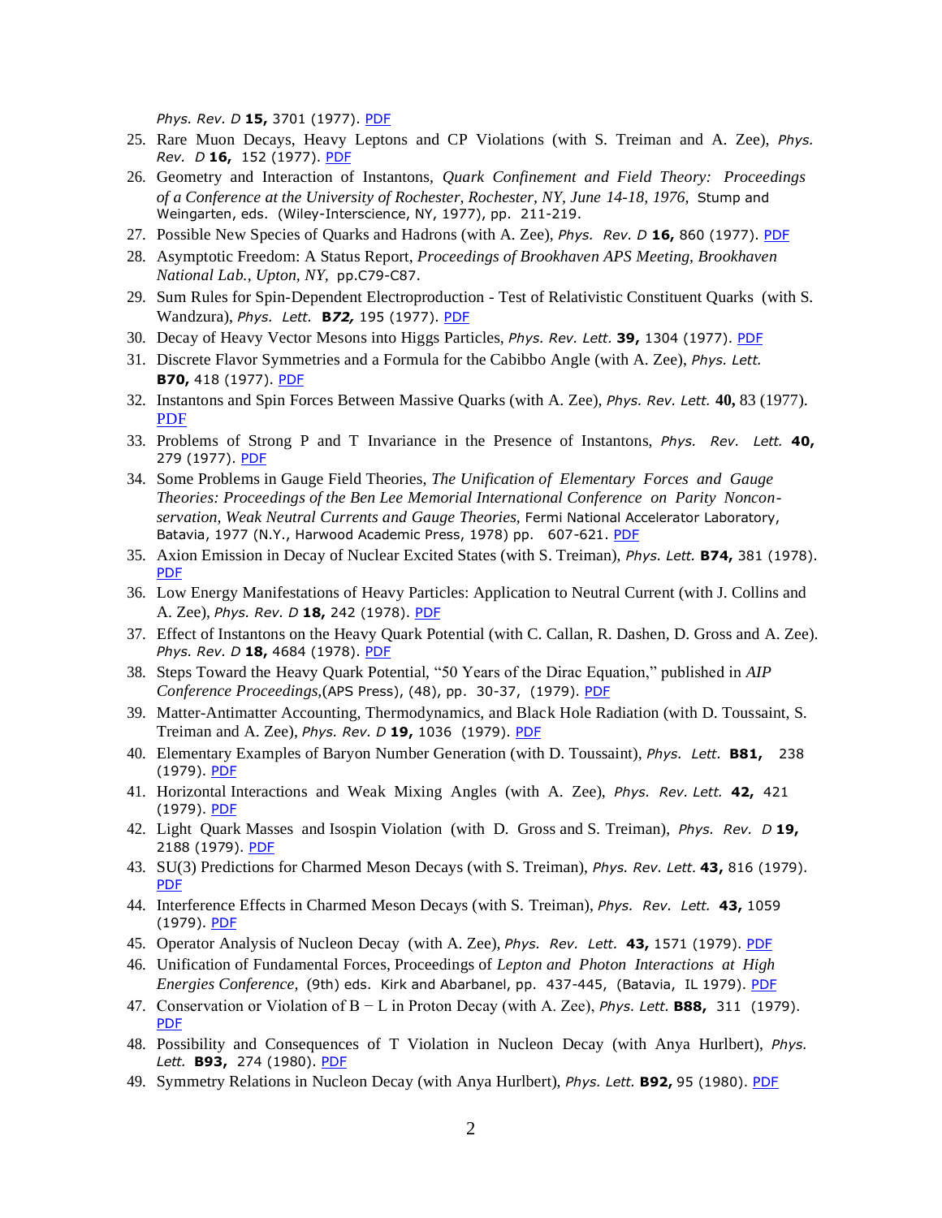*Phys. Rev. D* **15,** 3701 (1977). PDF

25. Rare Muon Decays, Heavy Leptons and CP Violations (with S. Treiman and A. Zee), *Phys. Rev. D* **16,** 152 (1977). PDF
26. Geometry and Interaction of Instantons, *Quark Confinement and Field Theory: Proceedings of a Conference at the University of Rochester, Rochester, NY, June 14-18, 1976,* Stump and Weingarten, eds. (Wiley-Interscience, NY, 1977), pp. 211-219.
27. Possible New Species of Quarks and Hadrons (with A. Zee), *Phys. Rev. D* **16,** 860 (1977). PDF
28. Asymptotic Freedom: A Status Report, *Proceedings of Brookhaven APS Meeting, Brookhaven National Lab., Upton, NY,* pp.C79-C87.
29. Sum Rules for Spin-Dependent Electroproduction - Test of Relativistic Constituent Quarks (with S. Wandzura), *Phys. Lett.* **B72,** 195 (1977). PDF
30. Decay of Heavy Vector Mesons into Higgs Particles, *Phys. Rev. Lett.* **39,** 1304 (1977). PDF
31. Discrete Flavor Symmetries and a Formula for the Cabibbo Angle (with A. Zee), *Phys. Lett.* **B70,** 418 (1977). PDF
32. Instantons and Spin Forces Between Massive Quarks (with A. Zee), *Phys. Rev. Lett.* **40,** 83 (1977). PDF
33. Problems of Strong P and T Invariance in the Presence of Instantons, *Phys. Rev. Lett.* **40,** 279 (1977). PDF
34. Some Problems in Gauge Field Theories, *The Unification of Elementary Forces and Gauge Theories: Proceedings of the Ben Lee Memorial International Conference on Parity Nonconservation, Weak Neutral Currents and Gauge Theories,* Fermi National Accelerator Laboratory, Batavia, 1977 (N.Y., Harwood Academic Press, 1978) pp. 607-621. PDF
35. Axion Emission in Decay of Nuclear Excited States (with S. Treiman), *Phys. Lett.* **B74,** 381 (1978). PDF
36. Low Energy Manifestations of Heavy Particles: Application to Neutral Current (with J. Collins and A. Zee), *Phys. Rev. D* **18,** 242 (1978). PDF
37. Effect of Instantons on the Heavy Quark Potential (with C. Callan, R. Dashen, D. Gross and A. Zee). *Phys. Rev. D* **18,** 4684 (1978). PDF
38. Steps Toward the Heavy Quark Potential, "50 Years of the Dirac Equation," published in *AIP Conference Proceedings,*(APS Press), (48), pp. 30-37, (1979). PDF
39. Matter-Antimatter Accounting, Thermodynamics, and Black Hole Radiation (with D. Toussaint, S. Treiman and A. Zee), *Phys. Rev. D* **19,** 1036 (1979). PDF
40. Elementary Examples of Baryon Number Generation (with D. Toussaint), *Phys. Lett.* **B81,** 238 (1979). PDF
41. Horizontal Interactions and Weak Mixing Angles (with A. Zee), *Phys. Rev. Lett.* **42,** 421 (1979). PDF
42. Light Quark Masses and Isospin Violation (with D. Gross and S. Treiman), *Phys. Rev. D* **19,** 2188 (1979). PDF
43. SU(3) Predictions for Charmed Meson Decays (with S. Treiman), *Phys. Rev. Lett.* **43,** 816 (1979). PDF
44. Interference Effects in Charmed Meson Decays (with S. Treiman), *Phys. Rev. Lett.* **43,** 1059 (1979). PDF
45. Operator Analysis of Nucleon Decay (with A. Zee), *Phys. Rev. Lett.* **43,** 1571 (1979). PDF
46. Unification of Fundamental Forces, Proceedings of *Lepton and Photon Interactions at High Energies Conference,* (9th) eds. Kirk and Abarbanel, pp. 437-445, (Batavia, IL 1979). PDF
47. Conservation or Violation of B − L in Proton Decay (with A. Zee), *Phys. Lett.* **B88,** 311 (1979). PDF
48. Possibility and Consequences of T Violation in Nucleon Decay (with Anya Hurlbert), *Phys. Lett.* **B93,** 274 (1980). PDF
49. Symmetry Relations in Nucleon Decay (with Anya Hurlbert), *Phys. Lett.* **B92,** 95 (1980). PDF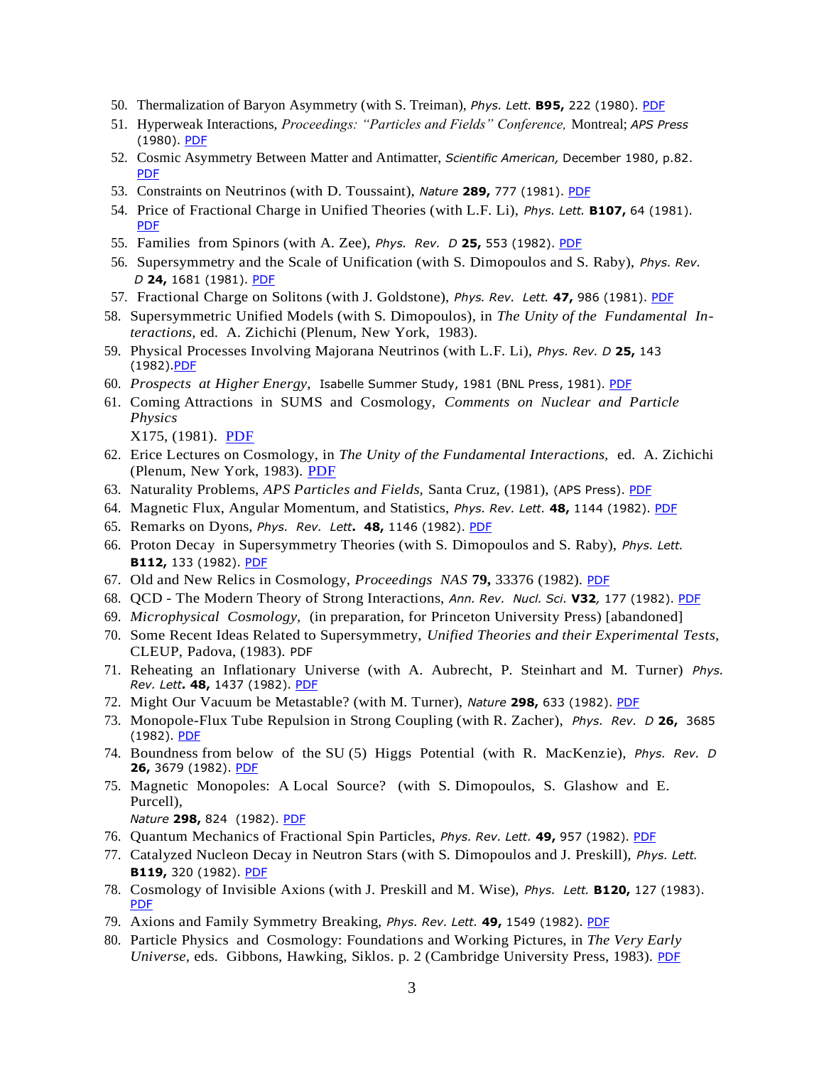50. Thermalization of Baryon Asymmetry (with S. Treiman), *Phys. Lett.* **B95,** 222 (1980). PDF
51. Hyperweak Interactions, *Proceedings: "Particles and Fields" Conference,* Montreal; *APS Press* (1980). PDF
52. Cosmic Asymmetry Between Matter and Antimatter, *Scientific American,* December 1980, p.82. PDF
53. Constraints on Neutrinos (with D. Toussaint), *Nature* **289,** 777 (1981). PDF
54. Price of Fractional Charge in Unified Theories (with L.F. Li), *Phys. Lett.* **B107,** 64 (1981). PDF
55. Families from Spinors (with A. Zee), *Phys. Rev. D* **25,** 553 (1982). PDF
56. Supersymmetry and the Scale of Unification (with S. Dimopoulos and S. Raby), *Phys. Rev. D* **24,** 1681 (1981). PDF
57. Fractional Charge on Solitons (with J. Goldstone), *Phys. Rev. Lett.* **47,** 986 (1981). PDF
58. Supersymmetric Unified Models (with S. Dimopoulos), in *The Unity of the Fundamental Interactions,* ed. A. Zichichi (Plenum, New York, 1983).
59. Physical Processes Involving Majorana Neutrinos (with L.F. Li), *Phys. Rev. D* **25,** 143 (1982).PDF
60. *Prospects at Higher Energy,* Isabelle Summer Study, 1981 (BNL Press, 1981). PDF
61. Coming Attractions in SUMS and Cosmology, *Comments on Nuclear and Particle Physics* X175, (1981). PDF
62. Erice Lectures on Cosmology, in *The Unity of the Fundamental Interactions,* ed. A. Zichichi (Plenum, New York, 1983). PDF
63. Naturality Problems, *APS Particles and Fields,* Santa Cruz, (1981), (APS Press). PDF
64. Magnetic Flux, Angular Momentum, and Statistics, *Phys. Rev. Lett.* **48,** 1144 (1982). PDF
65. Remarks on Dyons, *Phys. Rev. Lett***.** **48,** 1146 (1982). PDF
66. Proton Decay in Supersymmetry Theories (with S. Dimopoulos and S. Raby), *Phys. Lett.* **B112,** 133 (1982). PDF
67. Old and New Relics in Cosmology, *Proceedings NAS* **79,** 33376 (1982). PDF
68. QCD - The Modern Theory of Strong Interactions, *Ann. Rev. Nucl. Sci.* **V32***,* 177 (1982). PDF
69. *Microphysical Cosmology,* (in preparation, for Princeton University Press) [abandoned]
70. Some Recent Ideas Related to Supersymmetry, *Unified Theories and their Experimental Tests,* CLEUP, Padova, (1983). PDF
71. Reheating an Inflationary Universe (with A. Aubrecht, P. Steinhart and M. Turner) *Phys. Rev. Lett***.** **48,** 1437 (1982). PDF
72. Might Our Vacuum be Metastable? (with M. Turner), *Nature* **298,** 633 (1982). PDF
73. Monopole-Flux Tube Repulsion in Strong Coupling (with R. Zacher), *Phys. Rev. D* **26,** 3685 (1982). PDF
74. Boundness from below of the SU (5) Higgs Potential (with R. MacKenzie), *Phys. Rev. D* **26,** 3679 (1982). PDF
75. Magnetic Monopoles: A Local Source? (with S. Dimopoulos, S. Glashow and E. Purcell), *Nature* **298,** 824 (1982). PDF
76. Quantum Mechanics of Fractional Spin Particles, *Phys. Rev. Lett.* **49,** 957 (1982). PDF
77. Catalyzed Nucleon Decay in Neutron Stars (with S. Dimopoulos and J. Preskill), *Phys. Lett.* **B119,** 320 (1982). PDF
78. Cosmology of Invisible Axions (with J. Preskill and M. Wise), *Phys. Lett.* **B120,** 127 (1983). PDF
79. Axions and Family Symmetry Breaking, *Phys. Rev. Lett.* **49,** 1549 (1982). PDF
80. Particle Physics and Cosmology: Foundations and Working Pictures, in *The Very Early Universe,* eds. Gibbons, Hawking, Siklos. p. 2 (Cambridge University Press, 1983). PDF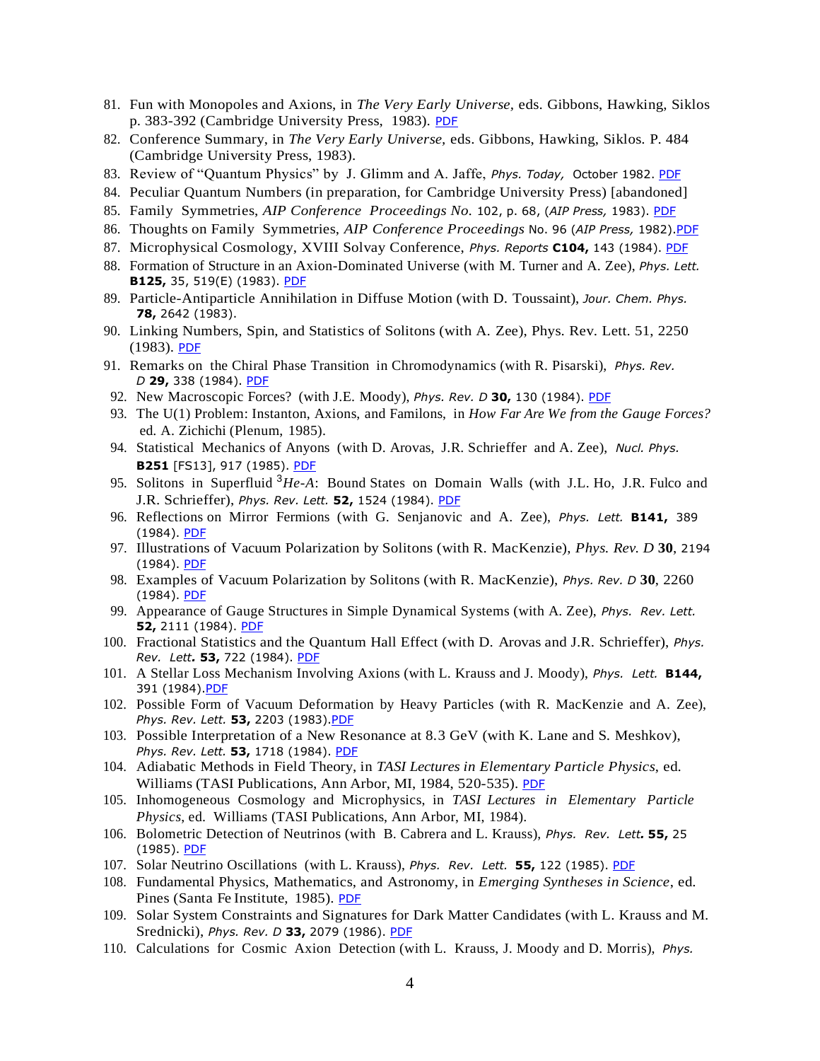81. Fun with Monopoles and Axions, in *The Very Early Universe*, eds. Gibbons, Hawking, Siklos p. 383-392 (Cambridge University Press, 1983). PDF
82. Conference Summary, in *The Very Early Universe*, eds. Gibbons, Hawking, Siklos. P. 484 (Cambridge University Press, 1983).
83. Review of "Quantum Physics" by J. Glimm and A. Jaffe, *Phys. Today,* October 1982. PDF
84. Peculiar Quantum Numbers (in preparation, for Cambridge University Press) [abandoned]
85. Family Symmetries, *AIP Conference Proceedings No.* 102, p. 68, (*AIP Press,* 1983). PDF
86. Thoughts on Family Symmetries, *AIP Conference Proceedings* No. 96 (*AIP Press,* 1982).PDF
87. Microphysical Cosmology, XVIII Solvay Conference, *Phys. Reports* **C104,** 143 (1984). PDF
88. Formation of Structure in an Axion-Dominated Universe (with M. Turner and A. Zee), *Phys. Lett.* **B125,** 35, 519(E) (1983). PDF
89. Particle-Antiparticle Annihilation in Diffuse Motion (with D. Toussaint), *Jour. Chem. Phys.* **78,** 2642 (1983).
90. Linking Numbers, Spin, and Statistics of Solitons (with A. Zee), Phys. Rev. Lett. 51, 2250 (1983). PDF
91. Remarks on the Chiral Phase Transition in Chromodynamics (with R. Pisarski), *Phys. Rev. D* **29,** 338 (1984). PDF
92. New Macroscopic Forces? (with J.E. Moody), *Phys. Rev. D* **30,** 130 (1984). PDF
93. The U(1) Problem: Instanton, Axions, and Familons, in *How Far Are We from the Gauge Forces?* ed. A. Zichichi (Plenum, 1985).
94. Statistical Mechanics of Anyons (with D. Arovas, J.R. Schrieffer and A. Zee), *Nucl. Phys.* **B251** [FS13], 917 (1985). PDF
95. Solitons in Superfluid $^3He$-$A$: Bound States on Domain Walls (with J.L. Ho, J.R. Fulco and J.R. Schrieffer), *Phys. Rev. Lett.* **52,** 1524 (1984). PDF
96. Reflections on Mirror Fermions (with G. Senjanovic and A. Zee), *Phys. Lett.* **B141,** 389 (1984). PDF
97. Illustrations of Vacuum Polarization by Solitons (with R. MacKenzie), *Phys. Rev. D* **30**, 2194 (1984). PDF
98. Examples of Vacuum Polarization by Solitons (with R. MacKenzie), *Phys. Rev. D* **30**, 2260 (1984). PDF
99. Appearance of Gauge Structures in Simple Dynamical Systems (with A. Zee), *Phys. Rev. Lett.* **52,** 2111 (1984). PDF
100. Fractional Statistics and the Quantum Hall Effect (with D. Arovas and J.R. Schrieffer), *Phys. Rev. Lett.* **53,** 722 (1984). PDF
101. A Stellar Loss Mechanism Involving Axions (with L. Krauss and J. Moody), *Phys. Lett.* **B144,** 391 (1984).PDF
102. Possible Form of Vacuum Deformation by Heavy Particles (with R. MacKenzie and A. Zee), *Phys. Rev. Lett.* **53,** 2203 (1983).PDF
103. Possible Interpretation of a New Resonance at 8.3 GeV (with K. Lane and S. Meshkov), *Phys. Rev. Lett.* **53,** 1718 (1984). PDF
104. Adiabatic Methods in Field Theory, in *TASI Lectures in Elementary Particle Physics*, ed. Williams (TASI Publications, Ann Arbor, MI, 1984, 520-535). PDF
105. Inhomogeneous Cosmology and Microphysics, in *TASI Lectures in Elementary Particle Physics*, ed. Williams (TASI Publications, Ann Arbor, MI, 1984).
106. Bolometric Detection of Neutrinos (with B. Cabrera and L. Krauss), *Phys. Rev. Lett.* **55,** 25 (1985). PDF
107. Solar Neutrino Oscillations (with L. Krauss), *Phys. Rev. Lett.* **55,** 122 (1985). PDF
108. Fundamental Physics, Mathematics, and Astronomy, in *Emerging Syntheses in Science*, ed. Pines (Santa Fe Institute, 1985). PDF
109. Solar System Constraints and Signatures for Dark Matter Candidates (with L. Krauss and M. Srednicki), *Phys. Rev. D* **33,** 2079 (1986). PDF
110. Calculations for Cosmic Axion Detection (with L. Krauss, J. Moody and D. Morris), *Phys.*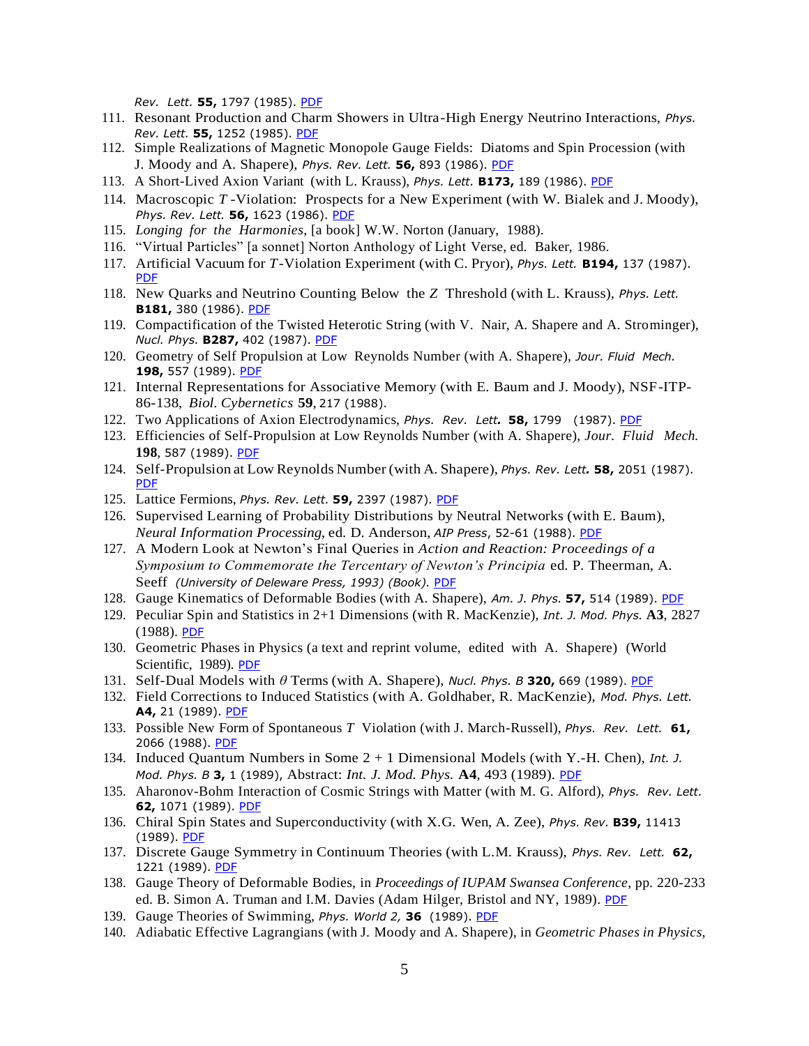*Rev. Lett.* **55,** 1797 (1985). PDF

111. Resonant Production and Charm Showers in Ultra-High Energy Neutrino Interactions, *Phys. Rev. Lett.* **55,** 1252 (1985). PDF
112. Simple Realizations of Magnetic Monopole Gauge Fields: Diatoms and Spin Procession (with J. Moody and A. Shapere), *Phys. Rev. Lett.* **56,** 893 (1986). PDF
113. A Short-Lived Axion Variant (with L. Krauss), *Phys. Lett.* **B173,** 189 (1986). PDF
114. Macroscopic $T$-Violation: Prospects for a New Experiment (with W. Bialek and J. Moody), *Phys. Rev. Lett.* **56,** 1623 (1986). PDF
115. *Longing for the Harmonies*, [a book] W.W. Norton (January, 1988).
116. "Virtual Particles" [a sonnet] Norton Anthology of Light Verse, ed. Baker, 1986.
117. Artificial Vacuum for $T$-Violation Experiment (with C. Pryor), *Phys. Lett.* **B194,** 137 (1987). PDF
118. New Quarks and Neutrino Counting Below the $Z$ Threshold (with L. Krauss), *Phys. Lett.* **B181,** 380 (1986). PDF
119. Compactification of the Twisted Heterotic String (with V. Nair, A. Shapere and A. Strominger), *Nucl. Phys.* **B287,** 402 (1987). PDF
120. Geometry of Self Propulsion at Low Reynolds Number (with A. Shapere), *Jour. Fluid Mech.* **198,** 557 (1989). PDF
121. Internal Representations for Associative Memory (with E. Baum and J. Moody), NSF-ITP-86-138, *Biol. Cybernetics* **59**, 217 (1988).
122. Two Applications of Axion Electrodynamics, *Phys. Rev. Lett.* **58,** 1799 (1987). PDF
123. Efficiencies of Self-Propulsion at Low Reynolds Number (with A. Shapere), *Jour. Fluid Mech.* **198**, 587 (1989). PDF
124. Self-Propulsion at Low Reynolds Number (with A. Shapere), *Phys. Rev. Lett.* **58,** 2051 (1987). PDF
125. Lattice Fermions, *Phys. Rev. Lett.* **59,** 2397 (1987). PDF
126. Supervised Learning of Probability Distributions by Neutral Networks (with E. Baum), *Neural Information Processing*, ed. D. Anderson, *AIP Press*, 52-61 (1988). PDF
127. A Modern Look at Newton's Final Queries in *Action and Reaction: Proceedings of a Symposium to Commemorate the Tercentary of Newton's Principia* ed. P. Theerman, A. Seeff *(University of Deleware Press, 1993) (Book).* PDF
128. Gauge Kinematics of Deformable Bodies (with A. Shapere), *Am. J. Phys.* **57,** 514 (1989). PDF
129. Peculiar Spin and Statistics in 2+1 Dimensions (with R. MacKenzie), *Int. J. Mod. Phys.* **A3**, 2827 (1988). PDF
130. Geometric Phases in Physics (a text and reprint volume, edited with A. Shapere) (World Scientific, 1989). PDF
131. Self-Dual Models with $\theta$ Terms (with A. Shapere), *Nucl. Phys. B* **320,** 669 (1989). PDF
132. Field Corrections to Induced Statistics (with A. Goldhaber, R. MacKenzie), *Mod. Phys. Lett.* **A4,** 21 (1989). PDF
133. Possible New Form of Spontaneous $T$ Violation (with J. March-Russell), *Phys. Rev. Lett.* **61,** 2066 (1988). PDF
134. Induced Quantum Numbers in Some 2 + 1 Dimensional Models (with Y.-H. Chen), *Int. J. Mod. Phys. B* **3,** 1 (1989), Abstract: *Int. J. Mod. Phys.* **A4**, 493 (1989). PDF
135. Aharonov-Bohm Interaction of Cosmic Strings with Matter (with M. G. Alford), *Phys. Rev. Lett.* **62,** 1071 (1989). PDF
136. Chiral Spin States and Superconductivity (with X.G. Wen, A. Zee), *Phys. Rev.* **B39,** 11413 (1989). PDF
137. Discrete Gauge Symmetry in Continuum Theories (with L.M. Krauss), *Phys. Rev. Lett.* **62,** 1221 (1989). PDF
138. Gauge Theory of Deformable Bodies, in *Proceedings of IUPAM Swansea Conference*, pp. 220-233 ed. B. Simon A. Truman and I.M. Davies (Adam Hilger, Bristol and NY, 1989). PDF
139. Gauge Theories of Swimming, *Phys. World 2,* **36** (1989). PDF
140. Adiabatic Effective Lagrangians (with J. Moody and A. Shapere), in *Geometric Phases in Physics*,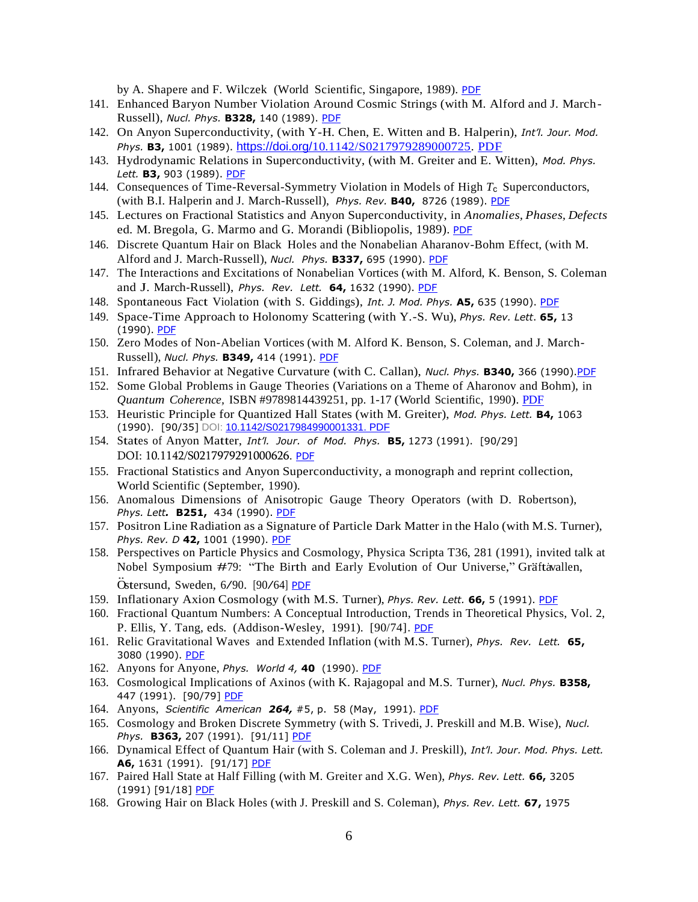by A. Shapere and F. Wilczek (World Scientific, Singapore, 1989). PDF

141. Enhanced Baryon Number Violation Around Cosmic Strings (with M. Alford and J. March-Russell), *Nucl. Phys.* **B328,** 140 (1989). PDF
142. On Anyon Superconductivity, (with Y-H. Chen, E. Witten and B. Halperin), *Int'l. Jour. Mod. Phys.* **B3,** 1001 (1989). https://doi.org/10.1142/S0217979289000725. PDF
143. Hydrodynamic Relations in Superconductivity, (with M. Greiter and E. Witten), *Mod. Phys. Lett.* **B3,** 903 (1989). PDF
144. Consequences of Time-Reversal-Symmetry Violation in Models of High $T_c$ Superconductors, (with B.I. Halperin and J. March-Russell), *Phys. Rev.* **B40,** 8726 (1989). PDF
145. Lectures on Fractional Statistics and Anyon Superconductivity, in *Anomalies, Phases, Defects* ed. M. Bregola, G. Marmo and G. Morandi (Bibliopolis, 1989). PDF
146. Discrete Quantum Hair on Black Holes and the Nonabelian Aharanov-Bohm Effect, (with M. Alford and J. March-Russell), *Nucl. Phys.* **B337,** 695 (1990). PDF
147. The Interactions and Excitations of Nonabelian Vortices (with M. Alford, K. Benson, S. Coleman and J. March-Russell), *Phys. Rev. Lett.* **64,** 1632 (1990). PDF
148. Spontaneous Fact Violation (with S. Giddings), *Int. J. Mod. Phys.* **A5,** 635 (1990). PDF
149. Space-Time Approach to Holonomy Scattering (with Y.-S. Wu), *Phys. Rev. Lett.* **65,** 13 (1990). PDF
150. Zero Modes of Non-Abelian Vortices (with M. Alford K. Benson, S. Coleman, and J. March-Russell), *Nucl. Phys.* **B349,** 414 (1991). PDF
151. Infrared Behavior at Negative Curvature (with C. Callan), *Nucl. Phys.* **B340,** 366 (1990). PDF
152. Some Global Problems in Gauge Theories (Variations on a Theme of Aharonov and Bohm), in *Quantum Coherence,* ISBN #9789814439251, pp. 1-17 (World Scientific, 1990). PDF
153. Heuristic Principle for Quantized Hall States (with M. Greiter), *Mod. Phys. Lett.* **B4,** 1063 (1990). [90/35] DOI: 10.1142/S0217984990001331. PDF
154. States of Anyon Matter, *Int'l. Jour. of Mod. Phys.* **B5,** 1273 (1991). [90/29] DOI: 10.1142/S0217979291000626. PDF
155. Fractional Statistics and Anyon Superconductivity, a monograph and reprint collection, World Scientific (September, 1990).
156. Anomalous Dimensions of Anisotropic Gauge Theory Operators (with D. Robertson), *Phys. Lett.* **B251,** 434 (1990). PDF
157. Positron Line Radiation as a Signature of Particle Dark Matter in the Halo (with M.S. Turner), *Phys. Rev. D* **42,** 1001 (1990). PDF
158. Perspectives on Particle Physics and Cosmology, Physica Scripta T36, 281 (1991), invited talk at Nobel Symposium #79: "The Birth and Early Evolution of Our Universe," Gräftåvallen, Östersund, Sweden, 6/90. [90/64] PDF
159. Inflationary Axion Cosmology (with M.S. Turner), *Phys. Rev. Lett.* **66,** 5 (1991). PDF
160. Fractional Quantum Numbers: A Conceptual Introduction, Trends in Theoretical Physics, Vol. 2, P. Ellis, Y. Tang, eds. (Addison-Wesley, 1991). [90/74]. PDF
161. Relic Gravitational Waves and Extended Inflation (with M.S. Turner), *Phys. Rev. Lett.* **65,** 3080 (1990). PDF
162. Anyons for Anyone, *Phys. World 4,* **40** (1990). PDF
163. Cosmological Implications of Axinos (with K. Rajagopal and M.S. Turner), *Nucl. Phys.* **B358,** 447 (1991). [90/79] PDF
164. Anyons, *Scientific American* ***264,*** #5, p. 58 (May, 1991). PDF
165. Cosmology and Broken Discrete Symmetry (with S. Trivedi, J. Preskill and M.B. Wise), *Nucl. Phys.* **B363,** 207 (1991). [91/11] PDF
166. Dynamical Effect of Quantum Hair (with S. Coleman and J. Preskill), *Int'l. Jour. Mod. Phys. Lett.* **A6,** 1631 (1991). [91/17] PDF
167. Paired Hall State at Half Filling (with M. Greiter and X.G. Wen), *Phys. Rev. Lett.* **66,** 3205 (1991) [91/18] PDF
168. Growing Hair on Black Holes (with J. Preskill and S. Coleman), *Phys. Rev. Lett.* **67,** 1975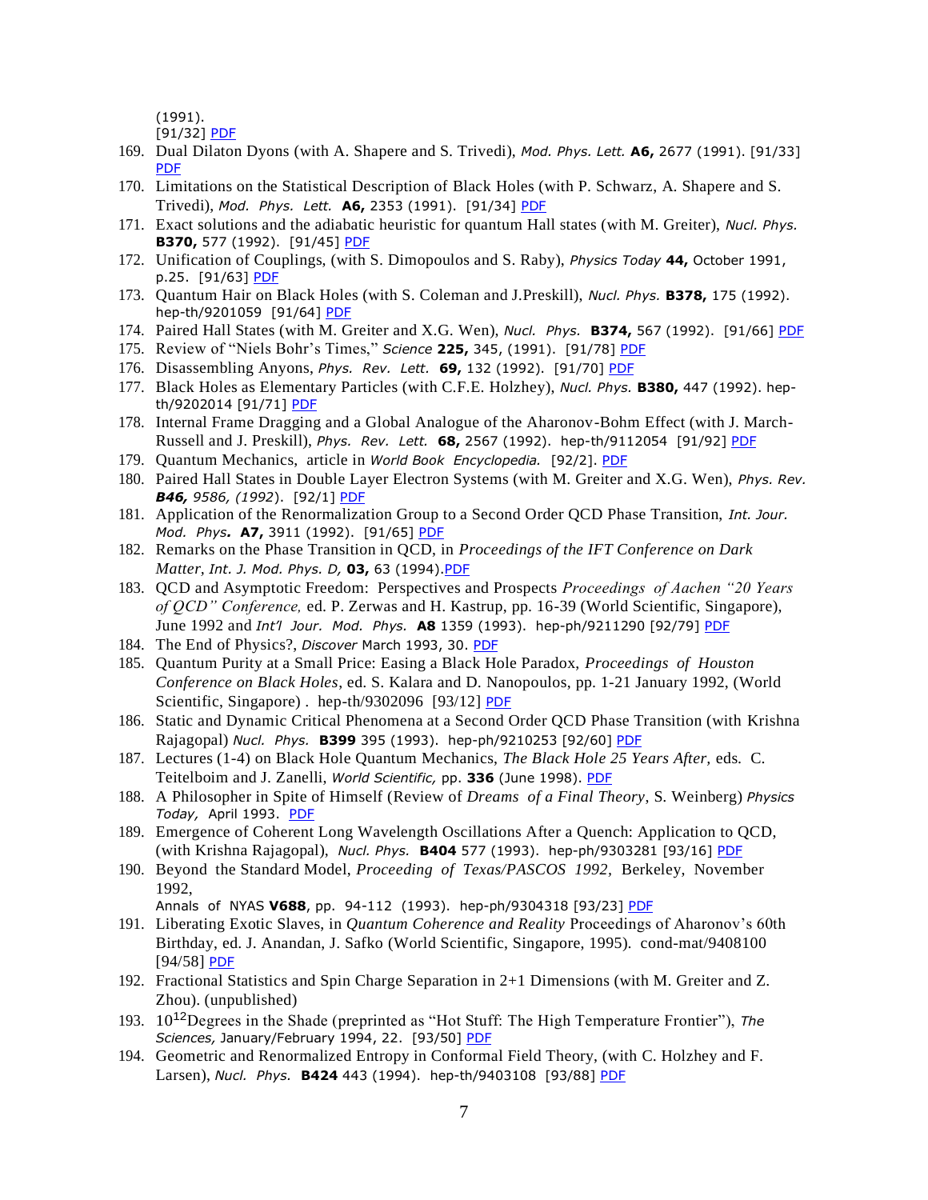(1991).
[91/32] PDF

169. Dual Dilaton Dyons (with A. Shapere and S. Trivedi), *Mod. Phys. Lett.* **A6,** 2677 (1991). [91/33] PDF
170. Limitations on the Statistical Description of Black Holes (with P. Schwarz, A. Shapere and S. Trivedi), *Mod. Phys. Lett.* **A6,** 2353 (1991). [91/34] PDF
171. Exact solutions and the adiabatic heuristic for quantum Hall states (with M. Greiter), *Nucl. Phys.* **B370,** 577 (1992). [91/45] PDF
172. Unification of Couplings, (with S. Dimopoulos and S. Raby), *Physics Today* **44,** October 1991, p.25. [91/63] PDF
173. Quantum Hair on Black Holes (with S. Coleman and J.Preskill), *Nucl. Phys.* **B378,** 175 (1992). hep-th/9201059 [91/64] PDF
174. Paired Hall States (with M. Greiter and X.G. Wen), *Nucl. Phys.* **B374,** 567 (1992). [91/66] PDF
175. Review of "Niels Bohr's Times," *Science* **225,** 345, (1991). [91/78] PDF
176. Disassembling Anyons, *Phys. Rev. Lett.* **69,** 132 (1992). [91/70] PDF
177. Black Holes as Elementary Particles (with C.F.E. Holzhey), *Nucl. Phys.* **B380,** 447 (1992). hep-th/9202014 [91/71] PDF
178. Internal Frame Dragging and a Global Analogue of the Aharonov-Bohm Effect (with J. March-Russell and J. Preskill), *Phys. Rev. Lett.* **68,** 2567 (1992). hep-th/9112054 [91/92] PDF
179. Quantum Mechanics, article in *World Book Encyclopedia.* [92/2]. PDF
180. Paired Hall States in Double Layer Electron Systems (with M. Greiter and X.G. Wen), *Phys. Rev. **B46,** 9586, (1992)*. [92/1] PDF
181. Application of the Renormalization Group to a Second Order QCD Phase Transition, *Int. Jour. Mod. Phys.* **A7,** 3911 (1992). [91/65] PDF
182. Remarks on the Phase Transition in QCD, in *Proceedings of the IFT Conference on Dark Matter*, *Int. J. Mod. Phys. D,* **03,** 63 (1994).PDF
183. QCD and Asymptotic Freedom: Perspectives and Prospects *Proceedings of Aachen "20 Years of QCD" Conference,* ed. P. Zerwas and H. Kastrup, pp. 16-39 (World Scientific, Singapore), June 1992 and *Int'l Jour. Mod. Phys.* **A8** 1359 (1993). hep-ph/9211290 [92/79] PDF
184. The End of Physics?, *Discover* March 1993, 30. PDF
185. Quantum Purity at a Small Price: Easing a Black Hole Paradox, *Proceedings of Houston Conference on Black Holes*, ed. S. Kalara and D. Nanopoulos, pp. 1-21 January 1992, (World Scientific, Singapore) . hep-th/9302096 [93/12] PDF
186. Static and Dynamic Critical Phenomena at a Second Order QCD Phase Transition (with Krishna Rajagopal) *Nucl. Phys.* **B399** 395 (1993). hep-ph/9210253 [92/60] PDF
187. Lectures (1-4) on Black Hole Quantum Mechanics, *The Black Hole 25 Years After,* eds. C. Teitelboim and J. Zanelli, *World Scientific,* pp. **336** (June 1998). PDF
188. A Philosopher in Spite of Himself (Review of *Dreams of a Final Theory*, S. Weinberg) *Physics Today,* April 1993. PDF
189. Emergence of Coherent Long Wavelength Oscillations After a Quench: Application to QCD, (with Krishna Rajagopal), *Nucl. Phys.* **B404** 577 (1993). hep-ph/9303281 [93/16] PDF
190. Beyond the Standard Model, *Proceeding of Texas/PASCOS 1992*, Berkeley, November 1992,
Annals of NYAS **V688**, pp. 94-112 (1993). hep-ph/9304318 [93/23] PDF
191. Liberating Exotic Slaves, in *Quantum Coherence and Reality* Proceedings of Aharonov's 60th Birthday, ed. J. Anandan, J. Safko (World Scientific, Singapore, 1995). cond-mat/9408100 [94/58] PDF
192. Fractional Statistics and Spin Charge Separation in 2+1 Dimensions (with M. Greiter and Z. Zhou). (unpublished)
193. $10^{12}$Degrees in the Shade (preprinted as "Hot Stuff: The High Temperature Frontier"), *The Sciences,* January/February 1994, 22. [93/50] PDF
194. Geometric and Renormalized Entropy in Conformal Field Theory, (with C. Holzhey and F. Larsen), *Nucl. Phys.* **B424** 443 (1994). hep-th/9403108 [93/88] PDF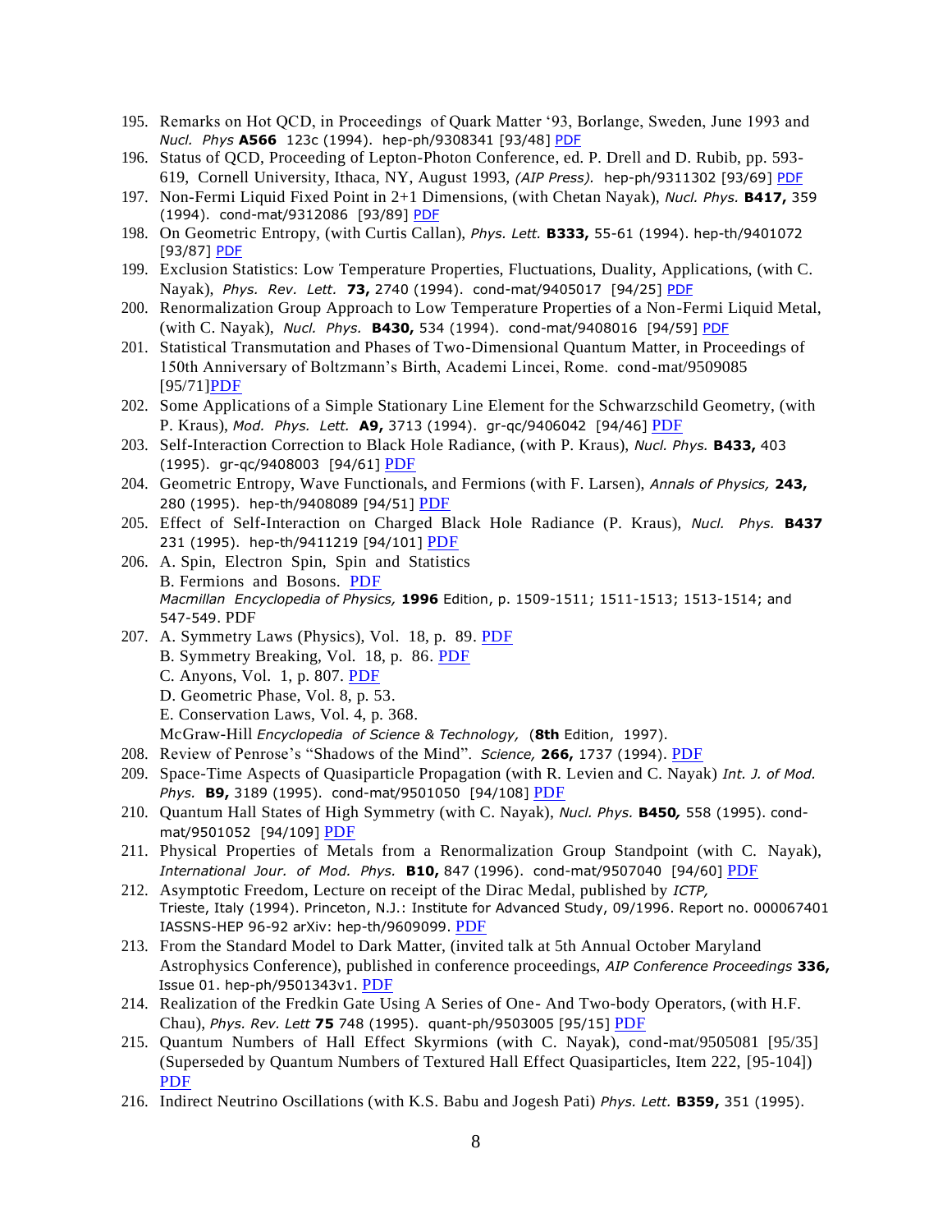195. Remarks on Hot QCD, in Proceedings of Quark Matter '93, Borlange, Sweden, June 1993 and *Nucl. Phys* **A566** 123c (1994). hep-ph/9308341 [93/48] PDF
196. Status of QCD, Proceeding of Lepton-Photon Conference, ed. P. Drell and D. Rubib, pp. 593-619, Cornell University, Ithaca, NY, August 1993, *(AIP Press).* hep-ph/9311302 [93/69] PDF
197. Non-Fermi Liquid Fixed Point in 2+1 Dimensions, (with Chetan Nayak), *Nucl. Phys.* **B417,** 359 (1994). cond-mat/9312086 [93/89] PDF
198. On Geometric Entropy, (with Curtis Callan), *Phys. Lett.* **B333,** 55-61 (1994). hep-th/9401072 [93/87] PDF
199. Exclusion Statistics: Low Temperature Properties, Fluctuations, Duality, Applications, (with C. Nayak), *Phys. Rev. Lett.* **73,** 2740 (1994). cond-mat/9405017 [94/25] PDF
200. Renormalization Group Approach to Low Temperature Properties of a Non-Fermi Liquid Metal, (with C. Nayak), *Nucl. Phys.* **B430,** 534 (1994). cond-mat/9408016 [94/59] PDF
201. Statistical Transmutation and Phases of Two-Dimensional Quantum Matter, in Proceedings of 150th Anniversary of Boltzmann's Birth, Academi Lincei, Rome. cond-mat/9509085 [95/71]PDF
202. Some Applications of a Simple Stationary Line Element for the Schwarzschild Geometry, (with P. Kraus), *Mod. Phys. Lett.* **A9,** 3713 (1994). gr-qc/9406042 [94/46] PDF
203. Self-Interaction Correction to Black Hole Radiance, (with P. Kraus), *Nucl. Phys.* **B433,** 403 (1995). gr-qc/9408003 [94/61] PDF
204. Geometric Entropy, Wave Functionals, and Fermions (with F. Larsen), *Annals of Physics,* **243,** 280 (1995). hep-th/9408089 [94/51] PDF
205. Effect of Self-Interaction on Charged Black Hole Radiance (P. Kraus), *Nucl. Phys.* **B437** 231 (1995). hep-th/9411219 [94/101] PDF
206. A. Spin, Electron Spin, Spin and Statistics
     B. Fermions and Bosons. PDF
     *Macmillan Encyclopedia of Physics,* **1996** Edition, p. 1509-1511; 1511-1513; 1513-1514; and 547-549. PDF
207. A. Symmetry Laws (Physics), Vol. 18, p. 89. PDF
     B. Symmetry Breaking, Vol. 18, p. 86. PDF
     C. Anyons, Vol. 1, p. 807. PDF
     D. Geometric Phase, Vol. 8, p. 53.
     E. Conservation Laws, Vol. 4, p. 368.
     McGraw-Hill *Encyclopedia of Science & Technology,* (**8th** Edition, 1997).
208. Review of Penrose's "Shadows of the Mind". *Science,* **266,** 1737 (1994). PDF
209. Space-Time Aspects of Quasiparticle Propagation (with R. Levien and C. Nayak) *Int. J. of Mod. Phys.* **B9,** 3189 (1995). cond-mat/9501050 [94/108] PDF
210. Quantum Hall States of High Symmetry (with C. Nayak), *Nucl. Phys.* **B450,** 558 (1995). cond-mat/9501052 [94/109] PDF
211. Physical Properties of Metals from a Renormalization Group Standpoint (with C. Nayak), *International Jour. of Mod. Phys.* **B10,** 847 (1996). cond-mat/9507040 [94/60] PDF
212. Asymptotic Freedom, Lecture on receipt of the Dirac Medal, published by *ICTP,* Trieste, Italy (1994). Princeton, N.J.: Institute for Advanced Study, 09/1996. Report no. 000067401 IASSNS-HEP 96-92 arXiv: hep-th/9609099. PDF
213. From the Standard Model to Dark Matter, (invited talk at 5th Annual October Maryland Astrophysics Conference), published in conference proceedings, *AIP Conference Proceedings* **336,** Issue 01. hep-ph/9501343v1. PDF
214. Realization of the Fredkin Gate Using A Series of One- And Two-body Operators, (with H.F. Chau), *Phys. Rev. Lett* **75** 748 (1995). quant-ph/9503005 [95/15] PDF
215. Quantum Numbers of Hall Effect Skyrmions (with C. Nayak), cond-mat/9505081 [95/35] (Superseded by Quantum Numbers of Textured Hall Effect Quasiparticles, Item 222, [95-104]) PDF
216. Indirect Neutrino Oscillations (with K.S. Babu and Jogesh Pati) *Phys. Lett.* **B359,** 351 (1995).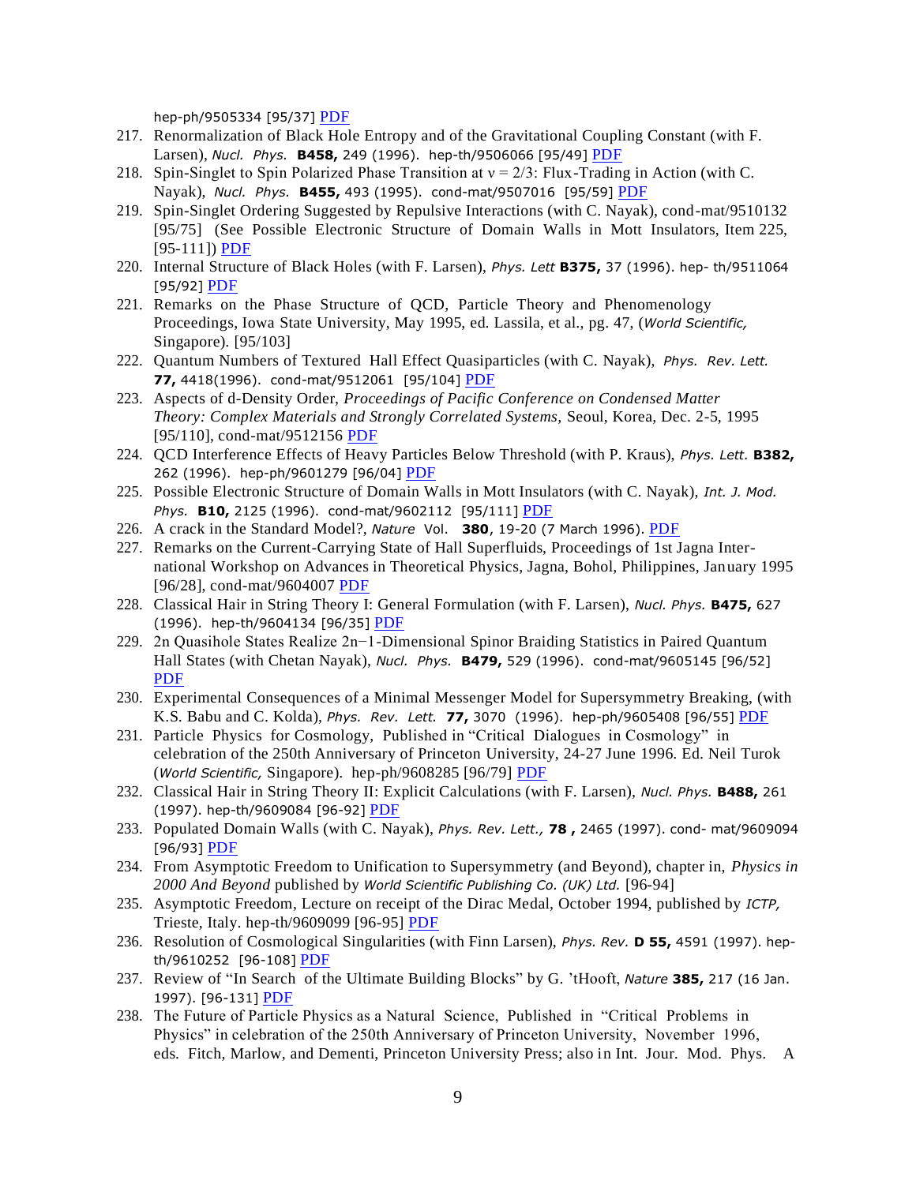hep-ph/9505334 [95/37] PDF

217. Renormalization of Black Hole Entropy and of the Gravitational Coupling Constant (with F. Larsen), *Nucl. Phys.* **B458,** 249 (1996). hep-th/9506066 [95/49] PDF
218. Spin-Singlet to Spin Polarized Phase Transition at $\nu = 2/3$: Flux-Trading in Action (with C. Nayak), *Nucl. Phys.* **B455,** 493 (1995). cond-mat/9507016 [95/59] PDF
219. Spin-Singlet Ordering Suggested by Repulsive Interactions (with C. Nayak), cond-mat/9510132 [95/75] (See Possible Electronic Structure of Domain Walls in Mott Insulators, Item 225, [95-111]) PDF
220. Internal Structure of Black Holes (with F. Larsen), *Phys. Lett* **B375,** 37 (1996). hep- th/9511064 [95/92] PDF
221. Remarks on the Phase Structure of QCD, Particle Theory and Phenomenology Proceedings, Iowa State University, May 1995, ed. Lassila, et al., pg. 47, (*World Scientific,* Singapore). [95/103]
222. Quantum Numbers of Textured Hall Effect Quasiparticles (with C. Nayak), *Phys. Rev. Lett.* **77,** 4418(1996). cond-mat/9512061 [95/104] PDF
223. Aspects of d-Density Order, *Proceedings of Pacific Conference on Condensed Matter Theory: Complex Materials and Strongly Correlated Systems,* Seoul, Korea, Dec. 2-5, 1995 [95/110], cond-mat/9512156 PDF
224. QCD Interference Effects of Heavy Particles Below Threshold (with P. Kraus), *Phys. Lett.* **B382,** 262 (1996). hep-ph/9601279 [96/04] PDF
225. Possible Electronic Structure of Domain Walls in Mott Insulators (with C. Nayak), *Int. J. Mod. Phys.* **B10,** 2125 (1996). cond-mat/9602112 [95/111] PDF
226. A crack in the Standard Model?, *Nature* Vol. **380**, 19-20 (7 March 1996). PDF
227. Remarks on the Current-Carrying State of Hall Superfluids, Proceedings of 1st Jagna International Workshop on Advances in Theoretical Physics, Jagna, Bohol, Philippines, January 1995 [96/28], cond-mat/9604007 PDF
228. Classical Hair in String Theory I: General Formulation (with F. Larsen), *Nucl. Phys.* **B475,** 627 (1996). hep-th/9604134 [96/35] PDF
229. 2n Quasihole States Realize $2^{n-1}$-Dimensional Spinor Braiding Statistics in Paired Quantum Hall States (with Chetan Nayak), *Nucl. Phys.* **B479,** 529 (1996). cond-mat/9605145 [96/52] PDF
230. Experimental Consequences of a Minimal Messenger Model for Supersymmetry Breaking, (with K.S. Babu and C. Kolda), *Phys. Rev. Lett.* **77,** 3070 (1996). hep-ph/9605408 [96/55] PDF
231. Particle Physics for Cosmology, Published in "Critical Dialogues in Cosmology" in celebration of the 250th Anniversary of Princeton University, 24-27 June 1996. Ed. Neil Turok (*World Scientific,* Singapore). hep-ph/9608285 [96/79] PDF
232. Classical Hair in String Theory II: Explicit Calculations (with F. Larsen), *Nucl. Phys.* **B488,** 261 (1997). hep-th/9609084 [96-92] PDF
233. Populated Domain Walls (with C. Nayak), *Phys. Rev. Lett.,* **78 ,** 2465 (1997). cond- mat/9609094 [96/93] PDF
234. From Asymptotic Freedom to Unification to Supersymmetry (and Beyond), chapter in, *Physics in 2000 And Beyond* published by *World Scientific Publishing Co. (UK) Ltd.* [96-94]
235. Asymptotic Freedom, Lecture on receipt of the Dirac Medal, October 1994, published by *ICTP,* Trieste, Italy. hep-th/9609099 [96-95] PDF
236. Resolution of Cosmological Singularities (with Finn Larsen), *Phys. Rev.* **D 55,** 4591 (1997). hep-th/9610252 [96-108] PDF
237. Review of "In Search of the Ultimate Building Blocks" by G. 'tHooft, *Nature* **385,** 217 (16 Jan. 1997). [96-131] PDF
238. The Future of Particle Physics as a Natural Science, Published in "Critical Problems in Physics" in celebration of the 250th Anniversary of Princeton University, November 1996, eds. Fitch, Marlow, and Dementi, Princeton University Press; also in Int. Jour. Mod. Phys. A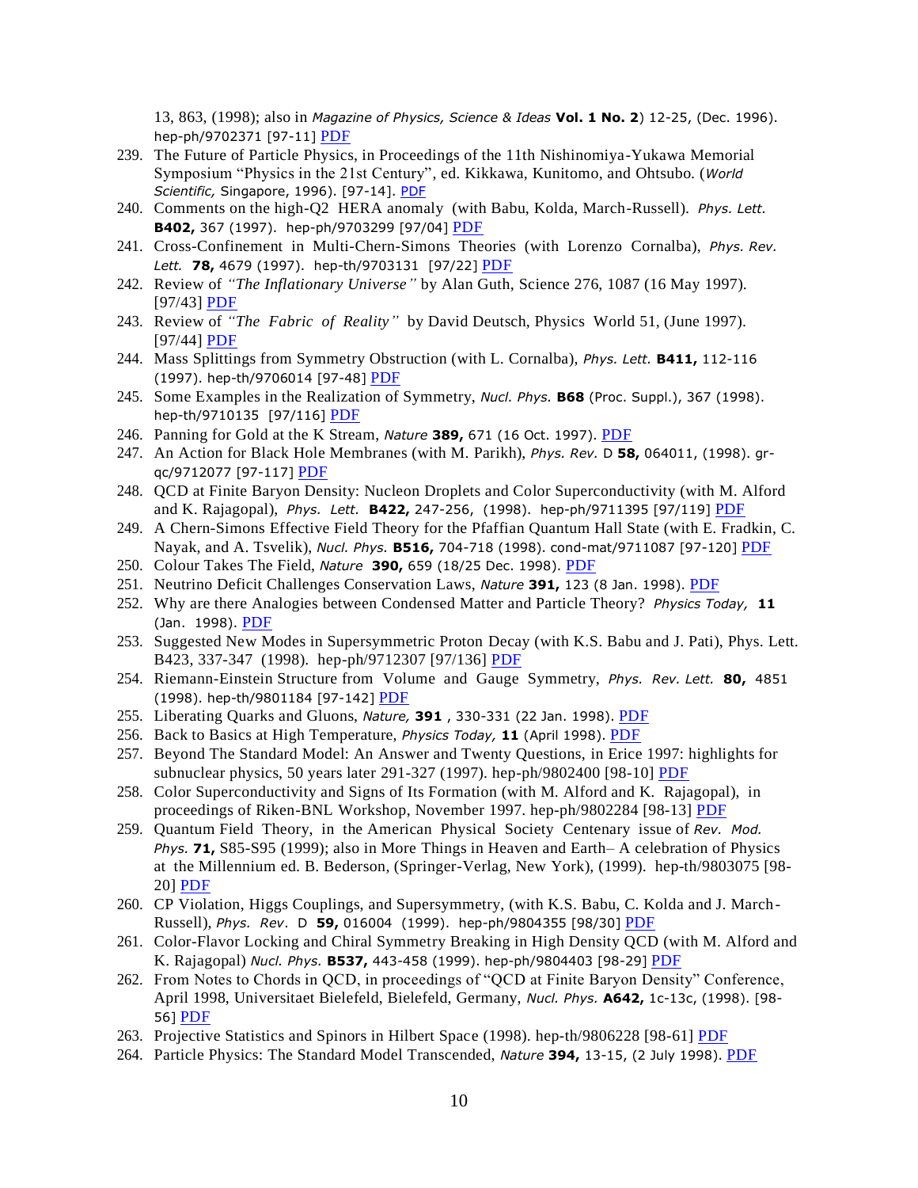13, 863, (1998); also in *Magazine of Physics, Science & Ideas* **Vol. 1 No. 2**) 12-25, (Dec. 1996). hep-ph/9702371 [97-11] PDF

239. The Future of Particle Physics, in Proceedings of the 11th Nishinomiya-Yukawa Memorial Symposium "Physics in the 21st Century", ed. Kikkawa, Kunitomo, and Ohtsubo. (*World Scientific,* Singapore, 1996). [97-14]. PDF
240. Comments on the high-Q2 HERA anomaly (with Babu, Kolda, March-Russell). *Phys. Lett.* **B402,** 367 (1997). hep-ph/9703299 [97/04] PDF
241. Cross-Confinement in Multi-Chern-Simons Theories (with Lorenzo Cornalba), *Phys. Rev. Lett.* **78,** 4679 (1997). hep-th/9703131 [97/22] PDF
242. Review of *"The Inflationary Universe"* by Alan Guth, Science 276, 1087 (16 May 1997). [97/43] PDF
243. Review of *"The Fabric of Reality"* by David Deutsch, Physics World 51, (June 1997). [97/44] PDF
244. Mass Splittings from Symmetry Obstruction (with L. Cornalba), *Phys. Lett.* **B411,** 112-116 (1997). hep-th/9706014 [97-48] PDF
245. Some Examples in the Realization of Symmetry, *Nucl. Phys.* **B68** (Proc. Suppl.), 367 (1998). hep-th/9710135 [97/116] PDF
246. Panning for Gold at the K Stream, *Nature* **389,** 671 (16 Oct. 1997). PDF
247. An Action for Black Hole Membranes (with M. Parikh), *Phys. Rev.* D **58,** 064011, (1998). gr-qc/9712077 [97-117] PDF
248. QCD at Finite Baryon Density: Nucleon Droplets and Color Superconductivity (with M. Alford and K. Rajagopal), *Phys. Lett.* **B422,** 247-256, (1998). hep-ph/9711395 [97/119] PDF
249. A Chern-Simons Effective Field Theory for the Pfaffian Quantum Hall State (with E. Fradkin, C. Nayak, and A. Tsvelik), *Nucl. Phys.* **B516,** 704-718 (1998). cond-mat/9711087 [97-120] PDF
250. Colour Takes The Field, *Nature* **390,** 659 (18/25 Dec. 1998). PDF
251. Neutrino Deficit Challenges Conservation Laws, *Nature* **391,** 123 (8 Jan. 1998). PDF
252. Why are there Analogies between Condensed Matter and Particle Theory? *Physics Today,* **11** (Jan. 1998). PDF
253. Suggested New Modes in Supersymmetric Proton Decay (with K.S. Babu and J. Pati), Phys. Lett. B423, 337-347 (1998). hep-ph/9712307 [97/136] PDF
254. Riemann-Einstein Structure from Volume and Gauge Symmetry, *Phys. Rev. Lett.* **80,** 4851 (1998). hep-th/9801184 [97-142] PDF
255. Liberating Quarks and Gluons, *Nature,* **391** , 330-331 (22 Jan. 1998). PDF
256. Back to Basics at High Temperature, *Physics Today,* **11** (April 1998). PDF
257. Beyond The Standard Model: An Answer and Twenty Questions, in Erice 1997: highlights for subnuclear physics, 50 years later 291-327 (1997). hep-ph/9802400 [98-10] PDF
258. Color Superconductivity and Signs of Its Formation (with M. Alford and K. Rajagopal), in proceedings of Riken-BNL Workshop, November 1997. hep-ph/9802284 [98-13] PDF
259. Quantum Field Theory, in the American Physical Society Centenary issue of *Rev. Mod. Phys.* **71,** S85-S95 (1999); also in More Things in Heaven and Earth– A celebration of Physics at the Millennium ed. B. Bederson, (Springer-Verlag, New York), (1999). hep-th/9803075 [98-20] PDF
260. CP Violation, Higgs Couplings, and Supersymmetry, (with K.S. Babu, C. Kolda and J. March-Russell), *Phys. Rev.* D **59,** 016004 (1999). hep-ph/9804355 [98/30] PDF
261. Color-Flavor Locking and Chiral Symmetry Breaking in High Density QCD (with M. Alford and K. Rajagopal) *Nucl. Phys.* **B537,** 443-458 (1999). hep-ph/9804403 [98-29] PDF
262. From Notes to Chords in QCD, in proceedings of "QCD at Finite Baryon Density" Conference, April 1998, Universitaet Bielefeld, Bielefeld, Germany, *Nucl. Phys.* **A642,** 1c-13c, (1998). [98-56] PDF
263. Projective Statistics and Spinors in Hilbert Space (1998). hep-th/9806228 [98-61] PDF
264. Particle Physics: The Standard Model Transcended, *Nature* **394,** 13-15, (2 July 1998). PDF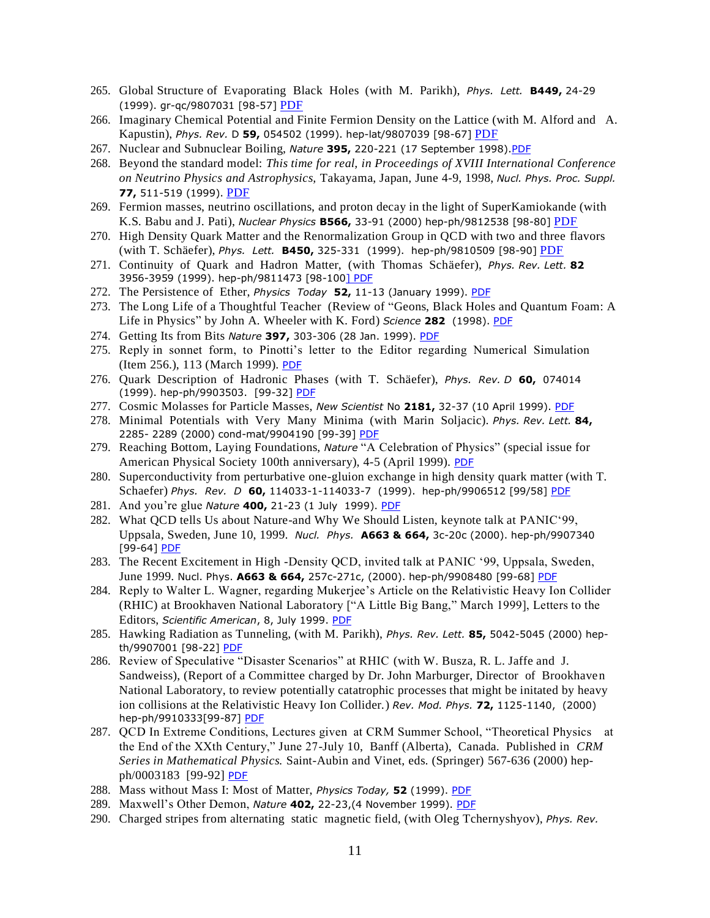265. Global Structure of Evaporating Black Holes (with M. Parikh), *Phys. Lett.* **B449,** 24-29 (1999). gr-qc/9807031 [98-57] PDF
266. Imaginary Chemical Potential and Finite Fermion Density on the Lattice (with M. Alford and A. Kapustin), *Phys. Rev.* D **59,** 054502 (1999). hep-lat/9807039 [98-67] PDF
267. Nuclear and Subnuclear Boiling, *Nature* **395,** 220-221 (17 September 1998).PDF
268. Beyond the standard model: *This time for real, in Proceedings of XVIII International Conference on Neutrino Physics and Astrophysics,* Takayama, Japan, June 4-9, 1998, *Nucl. Phys. Proc. Suppl.* **77,** 511-519 (1999). PDF
269. Fermion masses, neutrino oscillations, and proton decay in the light of SuperKamiokande (with K.S. Babu and J. Pati), *Nuclear Physics* **B566,** 33-91 (2000) hep-ph/9812538 [98-80] PDF
270. High Density Quark Matter and the Renormalization Group in QCD with two and three flavors (with T. Schäefer), *Phys. Lett.* **B450,** 325-331 (1999). hep-ph/9810509 [98-90] PDF
271. Continuity of Quark and Hadron Matter, (with Thomas Schäefer), *Phys. Rev. Lett.* **82** 3956-3959 (1999). hep-ph/9811473 [98-100] PDF
272. The Persistence of Ether, *Physics Today* **52,** 11-13 (January 1999). PDF
273. The Long Life of a Thoughtful Teacher (Review of "Geons, Black Holes and Quantum Foam: A Life in Physics" by John A. Wheeler with K. Ford) *Science* **282** (1998). PDF
274. Getting Its from Bits *Nature* **397,** 303-306 (28 Jan. 1999). PDF
275. Reply in sonnet form, to Pinotti's letter to the Editor regarding Numerical Simulation (Item 256.), 113 (March 1999). PDF
276. Quark Description of Hadronic Phases (with T. Schäefer), *Phys. Rev. D* **60,** 074014 (1999). hep-ph/9903503. [99-32] PDF
277. Cosmic Molasses for Particle Masses, *New Scientist* No **2181,** 32-37 (10 April 1999). PDF
278. Minimal Potentials with Very Many Minima (with Marin Soljacic). *Phys. Rev. Lett.* **84,** 2285- 2289 (2000) cond-mat/9904190 [99-39] PDF
279. Reaching Bottom, Laying Foundations, *Nature* "A Celebration of Physics" (special issue for American Physical Society 100th anniversary), 4-5 (April 1999). PDF
280. Superconductivity from perturbative one-gluion exchange in high density quark matter (with T. Schaefer) *Phys. Rev. D* **60,** 114033-1-114033-7 (1999). hep-ph/9906512 [99/58] PDF
281. And you're glue *Nature* **400,** 21-23 (1 July 1999). PDF
282. What QCD tells Us about Nature-and Why We Should Listen, keynote talk at PANIC'99, Uppsala, Sweden, June 10, 1999. *Nucl. Phys.* **A663 & 664,** 3c-20c (2000). hep-ph/9907340 [99-64] PDF
283. The Recent Excitement in High -Density QCD, invited talk at PANIC '99, Uppsala, Sweden, June 1999. Nucl. Phys. **A663 & 664,** 257c-271c, (2000). hep-ph/9908480 [99-68] PDF
284. Reply to Walter L. Wagner, regarding Mukerjee's Article on the Relativistic Heavy Ion Collider (RHIC) at Brookhaven National Laboratory ["A Little Big Bang," March 1999], Letters to the Editors, *Scientific American*, 8, July 1999. PDF
285. Hawking Radiation as Tunneling, (with M. Parikh), *Phys. Rev. Lett.* **85,** 5042-5045 (2000) hep-th/9907001 [98-22] PDF
286. Review of Speculative "Disaster Scenarios" at RHIC (with W. Busza, R. L. Jaffe and J. Sandweiss), (Report of a Committee charged by Dr. John Marburger, Director of Brookhaven National Laboratory, to review potentially catatrophic processes that might be initated by heavy ion collisions at the Relativistic Heavy Ion Collider.) *Rev. Mod. Phys.* **72,** 1125-1140, (2000) hep-ph/9910333[99-87] PDF
287. QCD In Extreme Conditions, Lectures given at CRM Summer School, "Theoretical Physics at the End of the XXth Century," June 27-July 10, Banff (Alberta), Canada. Published in *CRM Series in Mathematical Physics.* Saint-Aubin and Vinet, eds. (Springer) 567-636 (2000) hep-ph/0003183 [99-92] PDF
288. Mass without Mass I: Most of Matter, *Physics Today,* **52** (1999). PDF
289. Maxwell's Other Demon, *Nature* **402,** 22-23,(4 November 1999). PDF
290. Charged stripes from alternating static magnetic field, (with Oleg Tchernyshyov), *Phys. Rev.*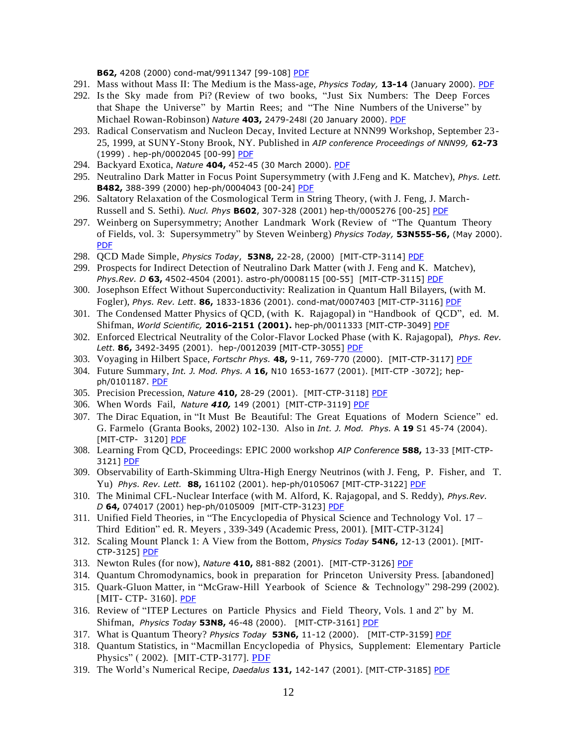**B62,** 4208 (2000) cond-mat/9911347 [99-108] PDF

291. Mass without Mass II: The Medium is the Mass-age, *Physics Today,* **13-14** (January 2000). PDF
292. Is the Sky made from Pi? (Review of two books, "Just Six Numbers: The Deep Forces that Shape the Universe" by Martin Rees; and "The Nine Numbers of the Universe" by Michael Rowan-Robinson) *Nature* **403,** 2479-248l (20 January 2000). PDF
293. Radical Conservatism and Nucleon Decay, Invited Lecture at NNN99 Workshop, September 23-25, 1999, at SUNY-Stony Brook, NY. Published in *AIP conference Proceedings of NNN99,* **62-73** (1999) . hep-ph/0002045 [00-99] PDF
294. Backyard Exotica, *Nature* **404,** 452-45 (30 March 2000). PDF
295. Neutralino Dark Matter in Focus Point Supersymmetry (with J.Feng and K. Matchev), *Phys. Lett.* **B482,** 388-399 (2000) hep-ph/0004043 [00-24] PDF
296. Saltatory Relaxation of the Cosmological Term in String Theory, (with J. Feng, J. March-Russell and S. Sethi). *Nucl. Phys* **B602**, 307-328 (2001) hep-th/0005276 [00-25] PDF
297. Weinberg on Supersymmetry; Another Landmark Work (Review of "The Quantum Theory of Fields, vol. 3: Supersymmetry" by Steven Weinberg) *Physics Today,* **53N555-56,** (May 2000). PDF
298. QCD Made Simple, *Physics Today*, **53N8,** 22-28, (2000) [MIT-CTP-3114] PDF
299. Prospects for Indirect Detection of Neutralino Dark Matter (with J. Feng and K. Matchev), *Phys.Rev. D* **63,** 4502-4504 (2001). astro-ph/0008115 [00-55] [MIT-CTP-3115] PDF
300. Josephson Effect Without Superconductivity: Realization in Quantum Hall Bilayers, (with M. Fogler), *Phys. Rev. Lett*. **86,** 1833-1836 (2001). cond-mat/0007403 [MIT-CTP-3116] PDF
301. The Condensed Matter Physics of QCD, (with K. Rajagopal) in "Handbook of QCD", ed. M. Shifman, *World Scientific,* **2016-2151 (2001).** hep-ph/0011333 [MIT-CTP-3049] PDF
302. Enforced Electrical Neutrality of the Color-Flavor Locked Phase (with K. Rajagopal), *Phys. Rev. Lett.* **86,** 3492-3495 (2001). hep-/0012039 [MIT-CTP-3055] PDF
303. Voyaging in Hilbert Space, *Fortschr Phys.* **48,** 9-11, 769-770 (2000). [MIT-CTP-3117] PDF
304. Future Summary, *Int. J. Mod. Phys. A* **16,** N10 1653-1677 (2001). [MIT-CTP -3072]; hep-ph/0101187. PDF
305. Precision Precession, *Nature* **410,** 28-29 (2001). [MIT-CTP-3118] PDF
306. When Words Fail, *Nature **410,*** 149 (2001) [MIT-CTP-3119] PDF
307. The Dirac Equation, in "It Must Be Beautiful: The Great Equations of Modern Science" ed. G. Farmelo (Granta Books, 2002) 102-130. Also in *Int. J. Mod. Phys.* A **19** S1 45-74 (2004). [MIT-CTP- 3120] PDF
308. Learning From QCD, Proceedings: EPIC 2000 workshop *AIP Conference* **588,** 13-33 [MIT-CTP-3121] PDF
309. Observability of Earth-Skimming Ultra-High Energy Neutrinos (with J. Feng, P. Fisher, and T. Yu) *Phys. Rev. Lett.* **88,** 161102 (2001). hep-ph/0105067 [MIT-CTP-3122] PDF
310. The Minimal CFL-Nuclear Interface (with M. Alford, K. Rajagopal, and S. Reddy), *Phys.Rev. D* **64,** 074017 (2001) hep-ph/0105009 [MIT-CTP-3123] PDF
311. Unified Field Theories, in "The Encyclopedia of Physical Science and Technology Vol. 17 – Third Edition" ed. R. Meyers , 339-349 (Academic Press, 2001). [MIT-CTP-3124]
312. Scaling Mount Planck 1: A View from the Bottom, *Physics Today* **54N6,** 12-13 (2001). [MIT-CTP-3125] PDF
313. Newton Rules (for now), *Nature* **410,** 881-882 (2001). [MIT-CTP-3126] PDF
314. Quantum Chromodynamics, book in preparation for Princeton University Press. [abandoned]
315. Quark-Gluon Matter, in "McGraw-Hill Yearbook of Science & Technology" 298-299 (2002). [MIT- CTP- 3160]. PDF
316. Review of "ITEP Lectures on Particle Physics and Field Theory, Vols. 1 and 2" by M. Shifman, *Physics Today* **53N8,** 46-48 (2000). [MIT-CTP-3161] PDF
317. What is Quantum Theory? *Physics Today* **53N6,** 11-12 (2000). [MIT-CTP-3159] PDF
318. Quantum Statistics, in "Macmillan Encyclopedia of Physics, Supplement: Elementary Particle Physics" ( 2002). [MIT-CTP-3177]. PDF
319. The World's Numerical Recipe, *Daedalus* **131,** 142-147 (2001). [MIT-CTP-3185] PDF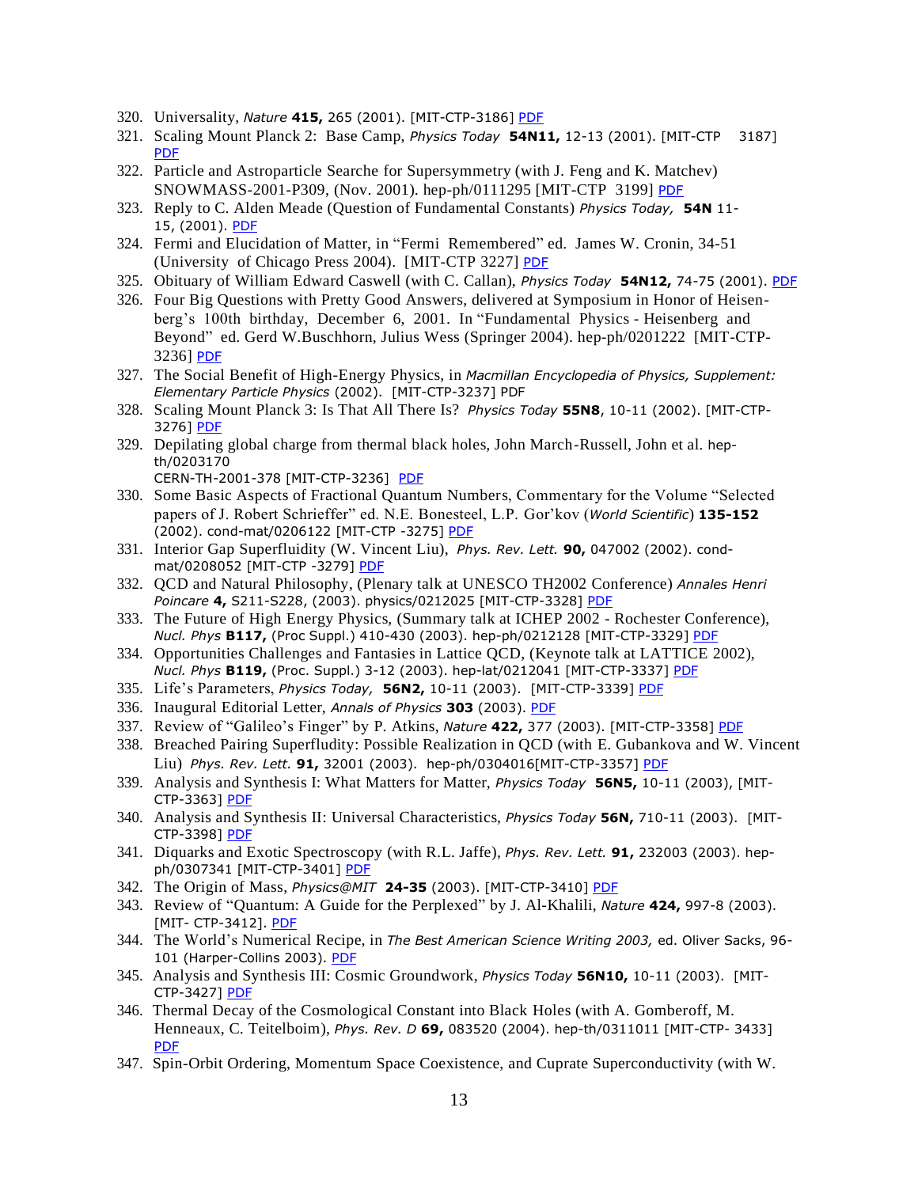320. Universality, *Nature* **415,** 265 (2001). [MIT-CTP-3186] PDF
321. Scaling Mount Planck 2: Base Camp, *Physics Today* **54N11,** 12-13 (2001). [MIT-CTP 3187] PDF
322. Particle and Astroparticle Searche for Supersymmetry (with J. Feng and K. Matchev) SNOWMASS-2001-P309, (Nov. 2001). hep-ph/0111295 [MIT-CTP 3199] PDF
323. Reply to C. Alden Meade (Question of Fundamental Constants) *Physics Today,* **54N** 11-15, (2001). PDF
324. Fermi and Elucidation of Matter, in "Fermi Remembered" ed. James W. Cronin, 34-51 (University of Chicago Press 2004). [MIT-CTP 3227] PDF
325. Obituary of William Edward Caswell (with C. Callan), *Physics Today* **54N12,** 74-75 (2001). PDF
326. Four Big Questions with Pretty Good Answers, delivered at Symposium in Honor of Heisenberg's 100th birthday, December 6, 2001. In "Fundamental Physics - Heisenberg and Beyond" ed. Gerd W.Buschhorn, Julius Wess (Springer 2004). hep-ph/0201222 [MIT-CTP-3236] PDF
327. The Social Benefit of High-Energy Physics, in *Macmillan Encyclopedia of Physics, Supplement: Elementary Particle Physics* (2002). [MIT-CTP-3237] PDF
328. Scaling Mount Planck 3: Is That All There Is? *Physics Today* **55N8**, 10-11 (2002). [MIT-CTP-3276] PDF
329. Depilating global charge from thermal black holes, John March-Russell, John et al. hep-th/0203170
CERN-TH-2001-378 [MIT-CTP-3236] PDF
330. Some Basic Aspects of Fractional Quantum Numbers, Commentary for the Volume "Selected papers of J. Robert Schrieffer" ed. N.E. Bonesteel, L.P. Gor'kov (*World Scientific*) **135-152** (2002). cond-mat/0206122 [MIT-CTP -3275] PDF
331. Interior Gap Superfluidity (W. Vincent Liu), *Phys. Rev. Lett.* **90,** 047002 (2002). cond-mat/0208052 [MIT-CTP -3279] PDF
332. QCD and Natural Philosophy, (Plenary talk at UNESCO TH2002 Conference) *Annales Henri Poincare* **4,** S211-S228, (2003). physics/0212025 [MIT-CTP-3328] PDF
333. The Future of High Energy Physics, (Summary talk at ICHEP 2002 - Rochester Conference), *Nucl. Phys* **B117,** (Proc Suppl.) 410-430 (2003). hep-ph/0212128 [MIT-CTP-3329] PDF
334. Opportunities Challenges and Fantasies in Lattice QCD, (Keynote talk at LATTICE 2002), *Nucl. Phys* **B119,** (Proc. Suppl.) 3-12 (2003). hep-lat/0212041 [MIT-CTP-3337] PDF
335. Life's Parameters, *Physics Today,* **56N2,** 10-11 (2003). [MIT-CTP-3339] PDF
336. Inaugural Editorial Letter, *Annals of Physics* **303** (2003). PDF
337. Review of "Galileo's Finger" by P. Atkins, *Nature* **422,** 377 (2003). [MIT-CTP-3358] PDF
338. Breached Pairing Superfludity: Possible Realization in QCD (with E. Gubankova and W. Vincent Liu) *Phys. Rev. Lett.* **91,** 32001 (2003). hep-ph/0304016[MIT-CTP-3357] PDF
339. Analysis and Synthesis I: What Matters for Matter, *Physics Today* **56N5,** 10-11 (2003), [MIT-CTP-3363] PDF
340. Analysis and Synthesis II: Universal Characteristics, *Physics Today* **56N,** 710-11 (2003). [MIT-CTP-3398] PDF
341. Diquarks and Exotic Spectroscopy (with R.L. Jaffe), *Phys. Rev. Lett.* **91,** 232003 (2003). hep-ph/0307341 [MIT-CTP-3401] PDF
342. The Origin of Mass, *Physics@MIT* **24-35** (2003). [MIT-CTP-3410] PDF
343. Review of "Quantum: A Guide for the Perplexed" by J. Al-Khalili, *Nature* **424,** 997-8 (2003). [MIT- CTP-3412]. PDF
344. The World's Numerical Recipe, in *The Best American Science Writing 2003,* ed. Oliver Sacks, 96-101 (Harper-Collins 2003). PDF
345. Analysis and Synthesis III: Cosmic Groundwork, *Physics Today* **56N10,** 10-11 (2003). [MIT-CTP-3427] PDF
346. Thermal Decay of the Cosmological Constant into Black Holes (with A. Gomberoff, M. Henneaux, C. Teitelboim), *Phys. Rev. D* **69,** 083520 (2004). hep-th/0311011 [MIT-CTP- 3433] PDF
347. Spin-Orbit Ordering, Momentum Space Coexistence, and Cuprate Superconductivity (with W.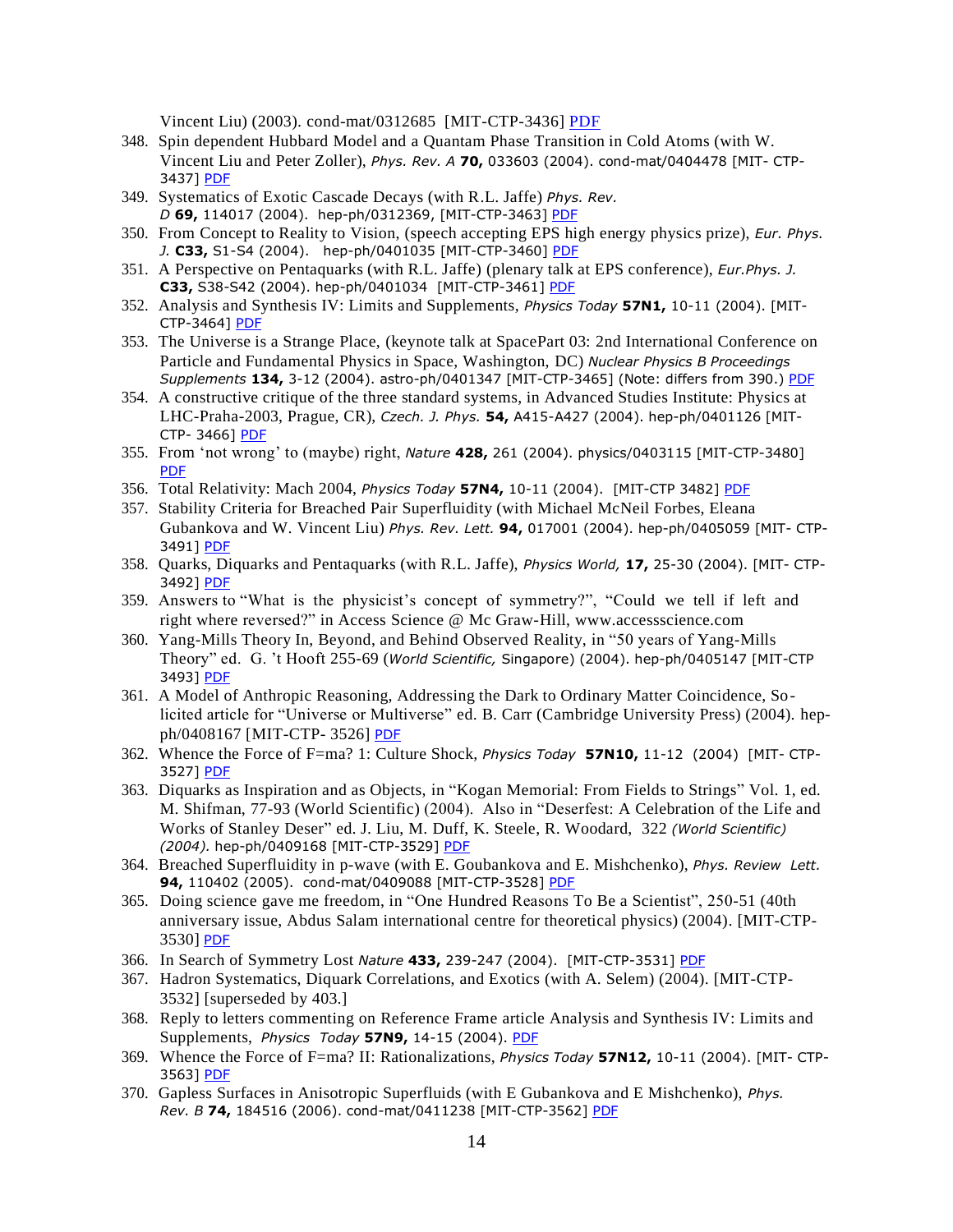Vincent Liu) (2003). cond-mat/0312685 [MIT-CTP-3436] PDF

348. Spin dependent Hubbard Model and a Quantam Phase Transition in Cold Atoms (with W. Vincent Liu and Peter Zoller), *Phys. Rev. A* **70,** 033603 (2004). cond-mat/0404478 [MIT- CTP-3437] PDF
349. Systematics of Exotic Cascade Decays (with R.L. Jaffe) *Phys. Rev. D* **69,** 114017 (2004). hep-ph/0312369, [MIT-CTP-3463] PDF
350. From Concept to Reality to Vision, (speech accepting EPS high energy physics prize), *Eur. Phys. J.* **C33,** S1-S4 (2004). hep-ph/0401035 [MIT-CTP-3460] PDF
351. A Perspective on Pentaquarks (with R.L. Jaffe) (plenary talk at EPS conference), *Eur.Phys. J.* **C33,** S38-S42 (2004). hep-ph/0401034 [MIT-CTP-3461] PDF
352. Analysis and Synthesis IV: Limits and Supplements, *Physics Today* **57N1,** 10-11 (2004). [MIT-CTP-3464] PDF
353. The Universe is a Strange Place, (keynote talk at SpacePart 03: 2nd International Conference on Particle and Fundamental Physics in Space, Washington, DC) *Nuclear Physics B Proceedings Supplements* **134,** 3-12 (2004). astro-ph/0401347 [MIT-CTP-3465] (Note: differs from 390.) PDF
354. A constructive critique of the three standard systems, in Advanced Studies Institute: Physics at LHC-Praha-2003, Prague, CR), *Czech. J. Phys.* **54,** A415-A427 (2004). hep-ph/0401126 [MIT-CTP- 3466] PDF
355. From 'not wrong' to (maybe) right, *Nature* **428,** 261 (2004). physics/0403115 [MIT-CTP-3480] PDF
356. Total Relativity: Mach 2004, *Physics Today* **57N4,** 10-11 (2004). [MIT-CTP 3482] PDF
357. Stability Criteria for Breached Pair Superfluidity (with Michael McNeil Forbes, Eleana Gubankova and W. Vincent Liu) *Phys. Rev. Lett.* **94,** 017001 (2004). hep-ph/0405059 [MIT- CTP-3491] PDF
358. Quarks, Diquarks and Pentaquarks (with R.L. Jaffe), *Physics World,* **17,** 25-30 (2004). [MIT- CTP-3492] PDF
359. Answers to "What is the physicist's concept of symmetry?", "Could we tell if left and right where reversed?" in Access Science @ Mc Graw-Hill, www.accessscience.com
360. Yang-Mills Theory In, Beyond, and Behind Observed Reality, in "50 years of Yang-Mills Theory" ed. G. 't Hooft 255-69 (*World Scientific,* Singapore) (2004). hep-ph/0405147 [MIT-CTP 3493] PDF
361. A Model of Anthropic Reasoning, Addressing the Dark to Ordinary Matter Coincidence, So-licited article for "Universe or Multiverse" ed. B. Carr (Cambridge University Press) (2004). hep-ph/0408167 [MIT-CTP- 3526] PDF
362. Whence the Force of F=ma? 1: Culture Shock, *Physics Today* **57N10,** 11-12 (2004) [MIT- CTP-3527] PDF
363. Diquarks as Inspiration and as Objects, in "Kogan Memorial: From Fields to Strings" Vol. 1, ed. M. Shifman, 77-93 (World Scientific) (2004). Also in "Deserfest: A Celebration of the Life and Works of Stanley Deser" ed. J. Liu, M. Duff, K. Steele, R. Woodard, 322 *(World Scientific) (2004).* hep-ph/0409168 [MIT-CTP-3529] PDF
364. Breached Superfluidity in p-wave (with E. Goubankova and E. Mishchenko), *Phys. Review Lett.* **94,** 110402 (2005). cond-mat/0409088 [MIT-CTP-3528] PDF
365. Doing science gave me freedom, in "One Hundred Reasons To Be a Scientist", 250-51 (40th anniversary issue, Abdus Salam international centre for theoretical physics) (2004). [MIT-CTP-3530] PDF
366. In Search of Symmetry Lost *Nature* **433,** 239-247 (2004). [MIT-CTP-3531] PDF
367. Hadron Systematics, Diquark Correlations, and Exotics (with A. Selem) (2004). [MIT-CTP-3532] [superseded by 403.]
368. Reply to letters commenting on Reference Frame article Analysis and Synthesis IV: Limits and Supplements, *Physics Today* **57N9,** 14-15 (2004). PDF
369. Whence the Force of F=ma? II: Rationalizations, *Physics Today* **57N12,** 10-11 (2004). [MIT- CTP-3563] PDF
370. Gapless Surfaces in Anisotropic Superfluids (with E Gubankova and E Mishchenko), *Phys. Rev. B* **74,** 184516 (2006). cond-mat/0411238 [MIT-CTP-3562] PDF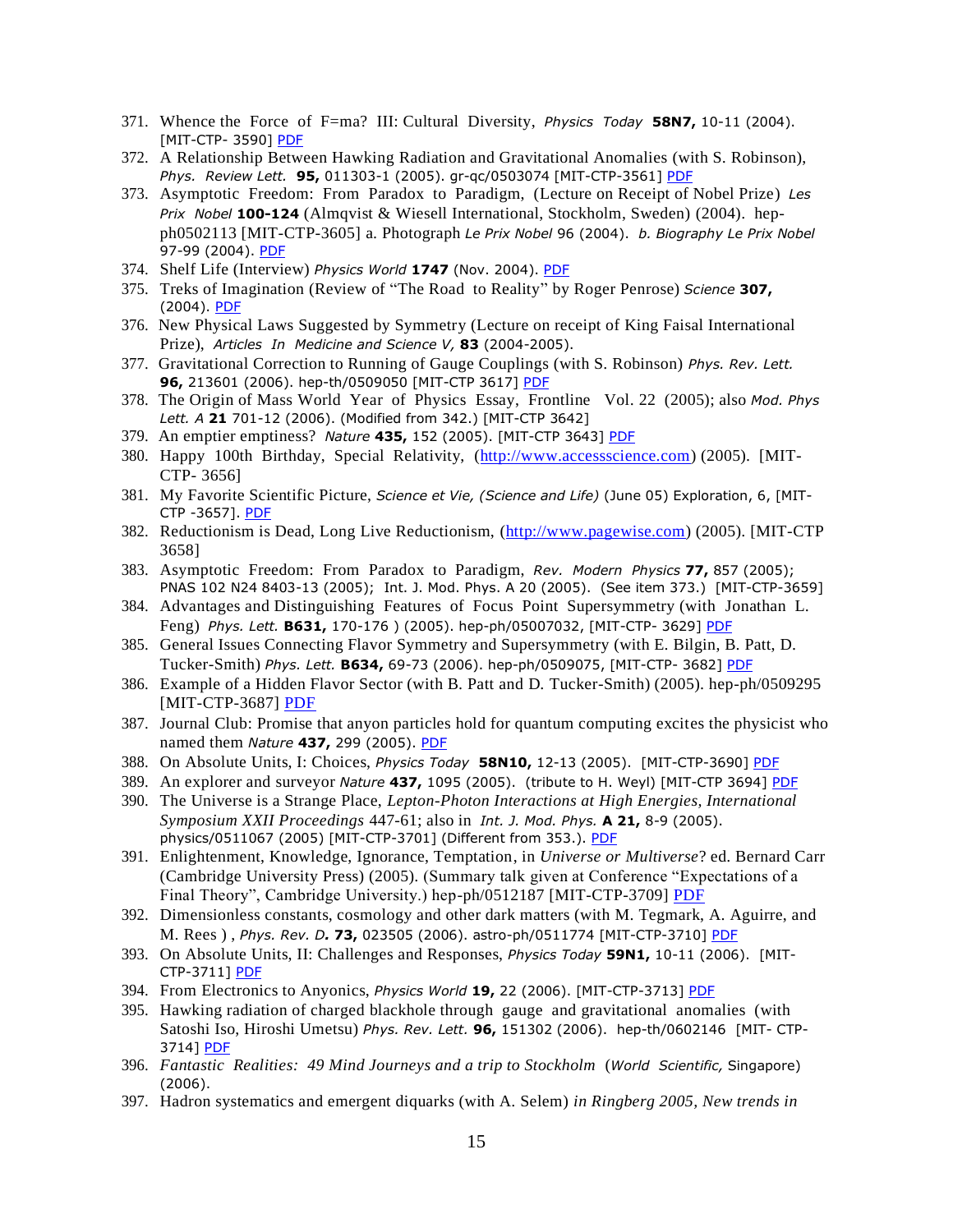371. Whence the Force of F=ma? III: Cultural Diversity, *Physics Today* **58N7,** 10-11 (2004). [MIT-CTP- 3590] PDF
372. A Relationship Between Hawking Radiation and Gravitational Anomalies (with S. Robinson), *Phys. Review Lett.* **95,** 011303-1 (2005). gr-qc/0503074 [MIT-CTP-3561] PDF
373. Asymptotic Freedom: From Paradox to Paradigm, (Lecture on Receipt of Nobel Prize) *Les Prix Nobel* **100-124** (Almqvist & Wiesell International, Stockholm, Sweden) (2004). hep-ph0502113 [MIT-CTP-3605] a. Photograph *Le Prix Nobel* 96 (2004). *b. Biography Le Prix Nobel* 97-99 (2004). PDF
374. Shelf Life (Interview) *Physics World* **1747** (Nov. 2004). PDF
375. Treks of Imagination (Review of "The Road to Reality" by Roger Penrose) *Science* **307,** (2004). PDF
376. New Physical Laws Suggested by Symmetry (Lecture on receipt of King Faisal International Prize), *Articles In Medicine and Science V,* **83** (2004-2005).
377. Gravitational Correction to Running of Gauge Couplings (with S. Robinson) *Phys. Rev. Lett.* **96,** 213601 (2006). hep-th/0509050 [MIT-CTP 3617] PDF
378. The Origin of Mass World Year of Physics Essay, Frontline Vol. 22 (2005); also *Mod. Phys Lett. A* **21** 701-12 (2006). (Modified from 342.) [MIT-CTP 3642]
379. An emptier emptiness? *Nature* **435,** 152 (2005). [MIT-CTP 3643] PDF
380. Happy 100th Birthday, Special Relativity, (http://www.accessscience.com) (2005). [MIT-CTP- 3656]
381. My Favorite Scientific Picture, *Science et Vie, (Science and Life)* (June 05) Exploration, 6, [MIT-CTP -3657]. PDF
382. Reductionism is Dead, Long Live Reductionism, (http://www.pagewise.com) (2005). [MIT-CTP 3658]
383. Asymptotic Freedom: From Paradox to Paradigm, *Rev. Modern Physics* **77,** 857 (2005); PNAS 102 N24 8403-13 (2005); Int. J. Mod. Phys. A 20 (2005). (See item 373.) [MIT-CTP-3659]
384. Advantages and Distinguishing Features of Focus Point Supersymmetry (with Jonathan L. Feng) *Phys. Lett.* **B631,** 170-176 ) (2005). hep-ph/05007032, [MIT-CTP- 3629] PDF
385. General Issues Connecting Flavor Symmetry and Supersymmetry (with E. Bilgin, B. Patt, D. Tucker-Smith) *Phys. Lett.* **B634,** 69-73 (2006). hep-ph/0509075, [MIT-CTP- 3682] PDF
386. Example of a Hidden Flavor Sector (with B. Patt and D. Tucker-Smith) (2005). hep-ph/0509295 [MIT-CTP-3687] PDF
387. Journal Club: Promise that anyon particles hold for quantum computing excites the physicist who named them *Nature* **437,** 299 (2005). PDF
388. On Absolute Units, I: Choices, *Physics Today* **58N10,** 12-13 (2005). [MIT-CTP-3690] PDF
389. An explorer and surveyor *Nature* **437,** 1095 (2005). (tribute to H. Weyl) [MIT-CTP 3694] PDF
390. The Universe is a Strange Place, *Lepton-Photon Interactions at High Energies, International Symposium XXII Proceedings* 447-61; also in *Int. J. Mod. Phys.* **A 21,** 8-9 (2005). physics/0511067 (2005) [MIT-CTP-3701] (Different from 353.). PDF
391. Enlightenment, Knowledge, Ignorance, Temptation, in *Universe or Multiverse*? ed. Bernard Carr (Cambridge University Press) (2005). (Summary talk given at Conference "Expectations of a Final Theory", Cambridge University.) hep-ph/0512187 [MIT-CTP-3709] PDF
392. Dimensionless constants, cosmology and other dark matters (with M. Tegmark, A. Aguirre, and M. Rees ) , *Phys. Rev. D.* **73,** 023505 (2006). astro-ph/0511774 [MIT-CTP-3710] PDF
393. On Absolute Units, II: Challenges and Responses, *Physics Today* **59N1,** 10-11 (2006). [MIT-CTP-3711] PDF
394. From Electronics to Anyonics, *Physics World* **19,** 22 (2006). [MIT-CTP-3713] PDF
395. Hawking radiation of charged blackhole through gauge and gravitational anomalies (with Satoshi Iso, Hiroshi Umetsu) *Phys. Rev. Lett.* **96,** 151302 (2006). hep-th/0602146 [MIT- CTP-3714] PDF
396. *Fantastic Realities: 49 Mind Journeys and a trip to Stockholm* (*World Scientific,* Singapore) (2006).
397. Hadron systematics and emergent diquarks (with A. Selem) *in Ringberg 2005, New trends in*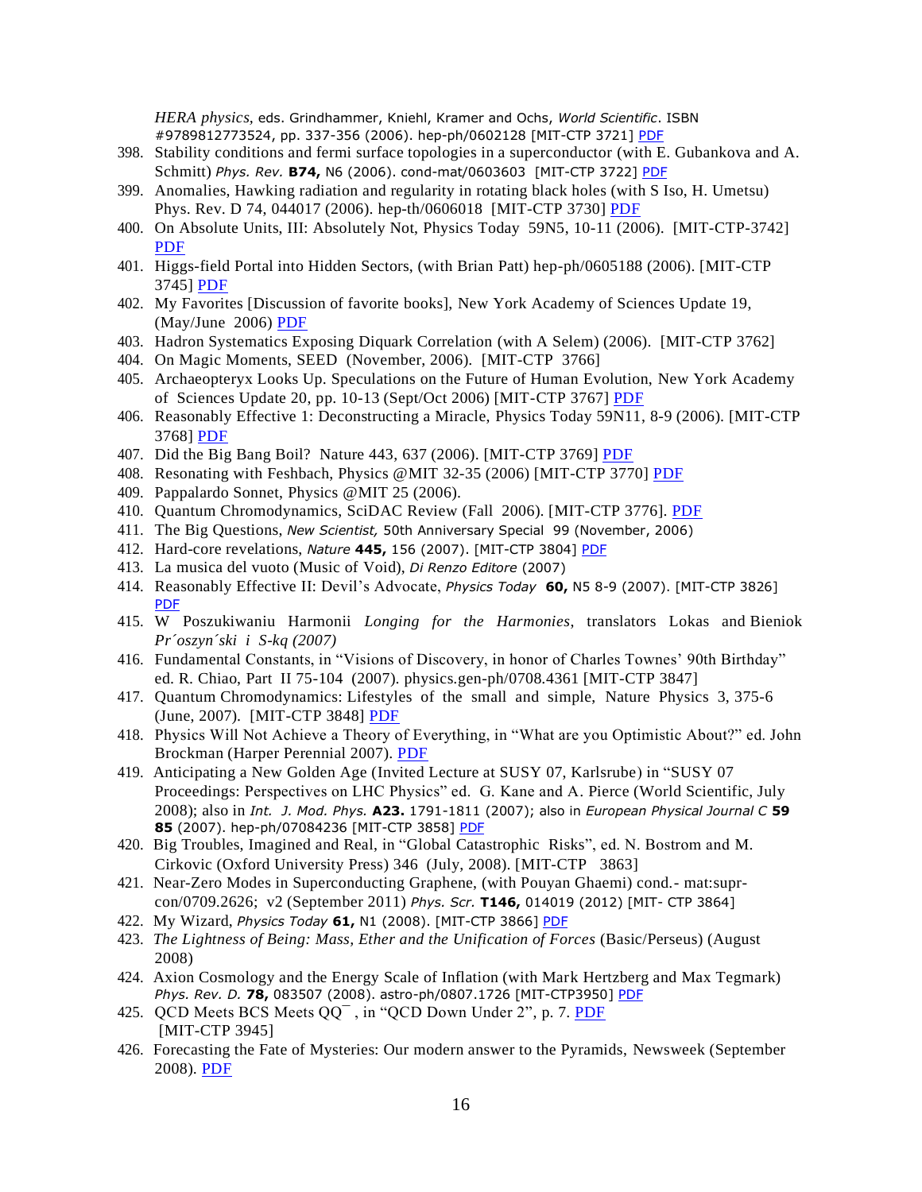*HERA physics*, eds. Grindhammer, Kniehl, Kramer and Ochs, *World Scientific*. ISBN #9789812773524, pp. 337-356 (2006). hep-ph/0602128 [MIT-CTP 3721] PDF

398. Stability conditions and fermi surface topologies in a superconductor (with E. Gubankova and A. Schmitt) *Phys. Rev.* **B74,** N6 (2006). cond-mat/0603603 [MIT-CTP 3722] PDF
399. Anomalies, Hawking radiation and regularity in rotating black holes (with S Iso, H. Umetsu) Phys. Rev. D 74, 044017 (2006). hep-th/0606018 [MIT-CTP 3730] PDF
400. On Absolute Units, III: Absolutely Not, Physics Today 59N5, 10-11 (2006). [MIT-CTP-3742] PDF
401. Higgs-field Portal into Hidden Sectors, (with Brian Patt) hep-ph/0605188 (2006). [MIT-CTP 3745] PDF
402. My Favorites [Discussion of favorite books], New York Academy of Sciences Update 19, (May/June 2006) PDF
403. Hadron Systematics Exposing Diquark Correlation (with A Selem) (2006). [MIT-CTP 3762]
404. On Magic Moments, SEED (November, 2006). [MIT-CTP 3766]
405. Archaeopteryx Looks Up. Speculations on the Future of Human Evolution, New York Academy of Sciences Update 20, pp. 10-13 (Sept/Oct 2006) [MIT-CTP 3767] PDF
406. Reasonably Effective 1: Deconstructing a Miracle, Physics Today 59N11, 8-9 (2006). [MIT-CTP 3768] PDF
407. Did the Big Bang Boil? Nature 443, 637 (2006). [MIT-CTP 3769] PDF
408. Resonating with Feshbach, Physics @MIT 32-35 (2006) [MIT-CTP 3770] PDF
409. Pappalardo Sonnet, Physics @MIT 25 (2006).
410. Quantum Chromodynamics, SciDAC Review (Fall 2006). [MIT-CTP 3776]. PDF
411. The Big Questions, *New Scientist,* 50th Anniversary Special 99 (November, 2006)
412. Hard-core revelations, *Nature* **445,** 156 (2007). [MIT-CTP 3804] PDF
413. La musica del vuoto (Music of Void), *Di Renzo Editore* (2007)
414. Reasonably Effective II: Devil's Advocate, *Physics Today* **60,** N5 8-9 (2007). [MIT-CTP 3826] PDF
415. W Poszukiwaniu Harmonii *Longing for the Harmonies*, translators Lokas and Bieniok *Pr´oszyn´ski i S-kq (2007)*
416. Fundamental Constants, in "Visions of Discovery, in honor of Charles Townes' 90th Birthday" ed. R. Chiao, Part II 75-104 (2007). physics.gen-ph/0708.4361 [MIT-CTP 3847]
417. Quantum Chromodynamics: Lifestyles of the small and simple, Nature Physics 3, 375-6 (June, 2007). [MIT-CTP 3848] PDF
418. Physics Will Not Achieve a Theory of Everything, in "What are you Optimistic About?" ed. John Brockman (Harper Perennial 2007). PDF
419. Anticipating a New Golden Age (Invited Lecture at SUSY 07, Karlsruhe) in "SUSY 07 Proceedings: Perspectives on LHC Physics" ed. G. Kane and A. Pierce (World Scientific, July 2008); also in *Int. J. Mod. Phys.* **A23.** 1791-1811 (2007); also in *European Physical Journal C* **59** **85** (2007). hep-ph/07084236 [MIT-CTP 3858] PDF
420. Big Troubles, Imagined and Real, in "Global Catastrophic Risks", ed. N. Bostrom and M. Cirkovic (Oxford University Press) 346 (July, 2008). [MIT-CTP 3863]
421. Near-Zero Modes in Superconducting Graphene, (with Pouyan Ghaemi) cond.- mat:supr-con/0709.2626; v2 (September 2011) *Phys. Scr.* **T146,** 014019 (2012) [MIT- CTP 3864]
422. My Wizard, *Physics Today* **61,** N1 (2008). [MIT-CTP 3866] PDF
423. *The Lightness of Being: Mass, Ether and the Unification of Forces* (Basic/Perseus) (August 2008)
424. Axion Cosmology and the Energy Scale of Inflation (with Mark Hertzberg and Max Tegmark) *Phys. Rev. D.* **78,** 083507 (2008). astro-ph/0807.1726 [MIT-CTP3950] PDF
425. QCD Meets BCS Meets $Q\bar{Q}$, in "QCD Down Under 2", p. 7. PDF [MIT-CTP 3945]
426. Forecasting the Fate of Mysteries: Our modern answer to the Pyramids, Newsweek (September 2008). PDF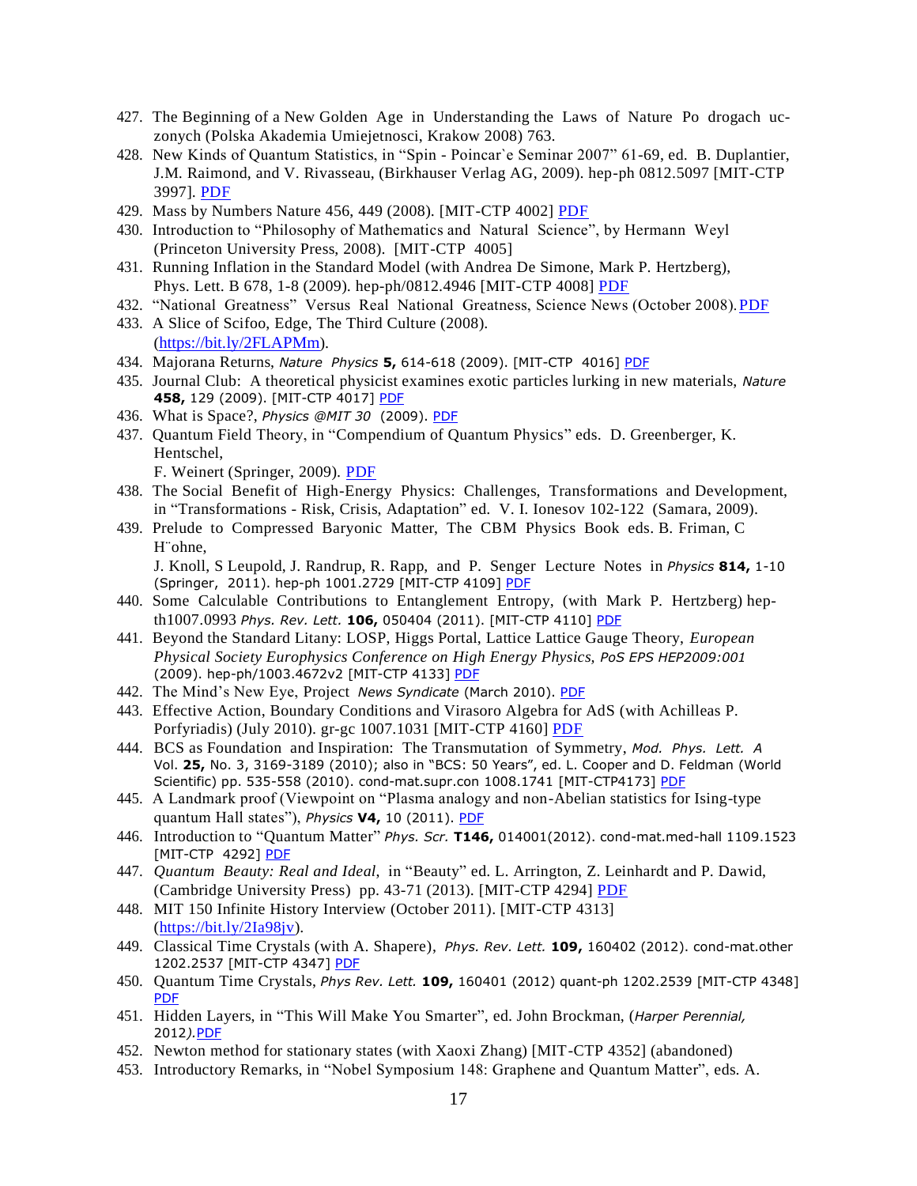427. The Beginning of a New Golden Age in Understanding the Laws of Nature Po drogach uczonych (Polska Akademia Umiejetnosci, Krakow 2008) 763.
428. New Kinds of Quantum Statistics, in "Spin - Poincar`e Seminar 2007" 61-69, ed. B. Duplantier, J.M. Raimond, and V. Rivasseau, (Birkhauser Verlag AG, 2009). hep-ph 0812.5097 [MIT-CTP 3997]. PDF
429. Mass by Numbers Nature 456, 449 (2008). [MIT-CTP 4002] PDF
430. Introduction to "Philosophy of Mathematics and Natural Science", by Hermann Weyl (Princeton University Press, 2008). [MIT-CTP 4005]
431. Running Inflation in the Standard Model (with Andrea De Simone, Mark P. Hertzberg), Phys. Lett. B 678, 1-8 (2009). hep-ph/0812.4946 [MIT-CTP 4008] PDF
432. "National Greatness" Versus Real National Greatness, Science News (October 2008). PDF
433. A Slice of Scifoo, Edge, The Third Culture (2008). (https://bit.ly/2FLAPMm).
434. Majorana Returns, *Nature Physics* **5,** 614-618 (2009). [MIT-CTP 4016] PDF
435. Journal Club: A theoretical physicist examines exotic particles lurking in new materials, *Nature* **458,** 129 (2009). [MIT-CTP 4017] PDF
436. What is Space?, *Physics @MIT 30* (2009). PDF
437. Quantum Field Theory, in "Compendium of Quantum Physics" eds. D. Greenberger, K. Hentschel,
    F. Weinert (Springer, 2009). PDF
438. The Social Benefit of High-Energy Physics: Challenges, Transformations and Development, in "Transformations - Risk, Crisis, Adaptation" ed. V. I. Ionesov 102-122 (Samara, 2009).
439. Prelude to Compressed Baryonic Matter, The CBM Physics Book eds. B. Friman, C H¨ohne,
    J. Knoll, S Leupold, J. Randrup, R. Rapp, and P. Senger Lecture Notes in *Physics* **814,** 1-10 (Springer, 2011). hep-ph 1001.2729 [MIT-CTP 4109] PDF
440. Some Calculable Contributions to Entanglement Entropy, (with Mark P. Hertzberg) hep-th1007.0993 *Phys. Rev. Lett.* **106,** 050404 (2011). [MIT-CTP 4110] PDF
441. Beyond the Standard Litany: LOSP, Higgs Portal, Lattice Lattice Gauge Theory, *European Physical Society Europhysics Conference on High Energy Physics, PoS EPS HEP2009:001* (2009). hep-ph/1003.4672v2 [MIT-CTP 4133] PDF
442. The Mind's New Eye, Project *News Syndicate* (March 2010). PDF
443. Effective Action, Boundary Conditions and Virasoro Algebra for AdS (with Achilleas P. Porfyriadis) (July 2010). gr-gc 1007.1031 [MIT-CTP 4160] PDF
444. BCS as Foundation and Inspiration: The Transmutation of Symmetry, *Mod. Phys. Lett. A* Vol. **25,** No. 3, 3169-3189 (2010); also in "BCS: 50 Years", ed. L. Cooper and D. Feldman (World Scientific) pp. 535-558 (2010). cond-mat.supr.con 1008.1741 [MIT-CTP4173] PDF
445. A Landmark proof (Viewpoint on "Plasma analogy and non-Abelian statistics for Ising-type quantum Hall states"), *Physics* **V4,** 10 (2011). PDF
446. Introduction to "Quantum Matter" *Phys. Scr.* **T146,** 014001(2012). cond-mat.med-hall 1109.1523 [MIT-CTP 4292] PDF
447. *Quantum Beauty: Real and Ideal*, in "Beauty" ed. L. Arrington, Z. Leinhardt and P. Dawid, (Cambridge University Press) pp. 43-71 (2013). [MIT-CTP 4294] PDF
448. MIT 150 Infinite History Interview (October 2011). [MIT-CTP 4313] (https://bit.ly/2Ia98jv).
449. Classical Time Crystals (with A. Shapere), *Phys. Rev. Lett.* **109,** 160402 (2012). cond-mat.other 1202.2537 [MIT-CTP 4347] PDF
450. Quantum Time Crystals, *Phys Rev. Lett.* **109,** 160401 (2012) quant-ph 1202.2539 [MIT-CTP 4348] PDF
451. Hidden Layers, in "This Will Make You Smarter", ed. John Brockman, (*Harper Perennial,* 2012*).*PDF
452. Newton method for stationary states (with Xaoxi Zhang) [MIT-CTP 4352] (abandoned)
453. Introductory Remarks, in "Nobel Symposium 148: Graphene and Quantum Matter", eds. A.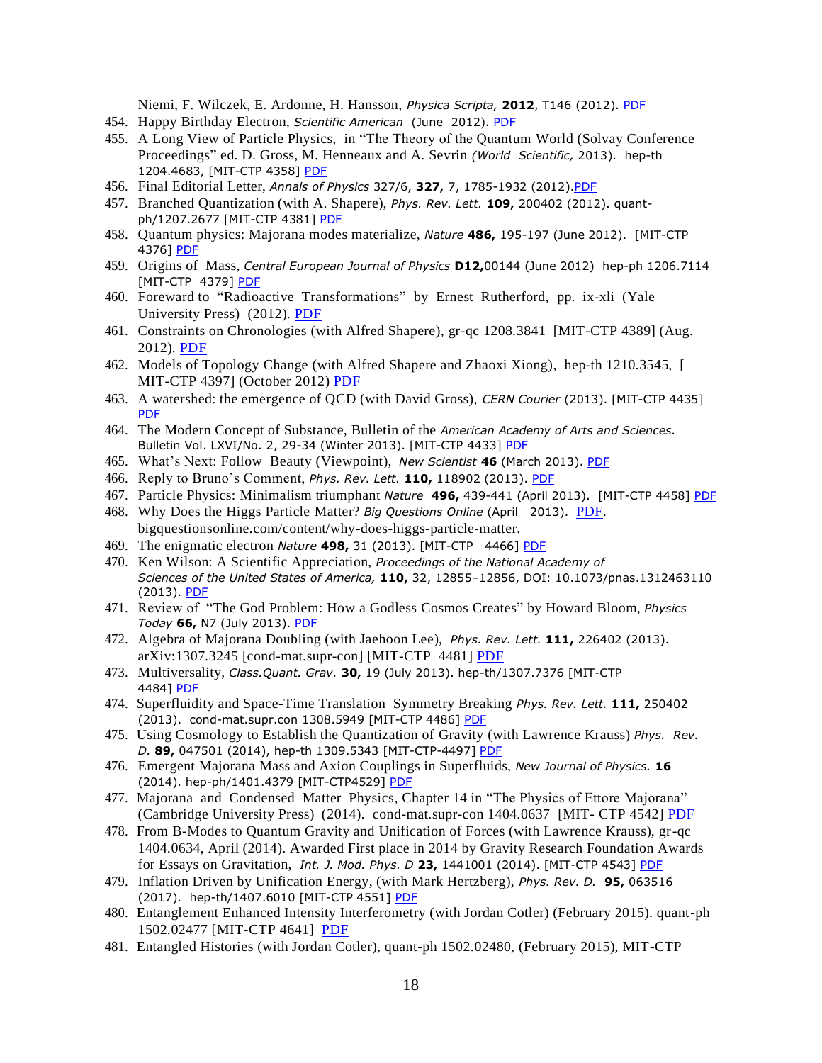Niemi, F. Wilczek, E. Ardonne, H. Hansson, *Physica Scripta,* **2012**, T146 (2012). PDF

454. Happy Birthday Electron, *Scientific American* (June 2012). PDF
455. A Long View of Particle Physics, in "The Theory of the Quantum World (Solvay Conference Proceedings" ed. D. Gross, M. Henneaux and A. Sevrin *(World Scientific,* 2013). hep-th 1204.4683, [MIT-CTP 4358] PDF
456. Final Editorial Letter, *Annals of Physics* 327/6, **327,** 7, 1785-1932 (2012).PDF
457. Branched Quantization (with A. Shapere), *Phys. Rev. Lett.* **109,** 200402 (2012). quant-ph/1207.2677 [MIT-CTP 4381] PDF
458. Quantum physics: Majorana modes materialize, *Nature* **486,** 195-197 (June 2012). [MIT-CTP 4376] PDF
459. Origins of Mass, *Central European Journal of Physics* **D12,**00144 (June 2012) hep-ph 1206.7114 [MIT-CTP 4379] PDF
460. Foreward to "Radioactive Transformations" by Ernest Rutherford, pp. ix-xli (Yale University Press) (2012). PDF
461. Constraints on Chronologies (with Alfred Shapere), gr-qc 1208.3841 [MIT-CTP 4389] (Aug. 2012). PDF
462. Models of Topology Change (with Alfred Shapere and Zhaoxi Xiong), hep-th 1210.3545, [ MIT-CTP 4397] (October 2012) PDF
463. A watershed: the emergence of QCD (with David Gross), *CERN Courier* (2013). [MIT-CTP 4435] PDF
464. The Modern Concept of Substance, Bulletin of the *American Academy of Arts and Sciences.* Bulletin Vol. LXVI/No. 2, 29-34 (Winter 2013). [MIT-CTP 4433] PDF
465. What's Next: Follow Beauty (Viewpoint), *New Scientist* **46** (March 2013). PDF
466. Reply to Bruno's Comment, *Phys. Rev. Lett.* **110,** 118902 (2013). PDF
467. Particle Physics: Minimalism triumphant *Nature* **496,** 439-441 (April 2013). [MIT-CTP 4458] PDF
468. Why Does the Higgs Particle Matter? *Big Questions Online* (April 2013). PDF. bigquestionsonline.com/content/why-does-higgs-particle-matter.
469. The enigmatic electron *Nature* **498,** 31 (2013). [MIT-CTP 4466] PDF
470. Ken Wilson: A Scientific Appreciation, *Proceedings of the National Academy of Sciences of the United States of America,* **110,** 32, 12855–12856, DOI: 10.1073/pnas.1312463110 (2013). PDF
471. Review of "The God Problem: How a Godless Cosmos Creates" by Howard Bloom, *Physics Today* **66,** N7 (July 2013). PDF
472. Algebra of Majorana Doubling (with Jaehoon Lee), *Phys. Rev. Lett.* **111,** 226402 (2013). arXiv:1307.3245 [cond-mat.supr-con] [MIT-CTP 4481] PDF
473. Multiversality, *Class.Quant. Grav.* **30,** 19 (July 2013). hep-th/1307.7376 [MIT-CTP 4484] PDF
474. Superfluidity and Space-Time Translation Symmetry Breaking *Phys. Rev. Lett.* **111,** 250402 (2013). cond-mat.supr.con 1308.5949 [MIT-CTP 4486] PDF
475. Using Cosmology to Establish the Quantization of Gravity (with Lawrence Krauss) *Phys. Rev. D.* **89,** 047501 (2014), hep-th 1309.5343 [MIT-CTP-4497] PDF
476. Emergent Majorana Mass and Axion Couplings in Superfluids, *New Journal of Physics.* **16** (2014). hep-ph/1401.4379 [MIT-CTP4529] PDF
477. Majorana and Condensed Matter Physics, Chapter 14 in "The Physics of Ettore Majorana" (Cambridge University Press) (2014). cond-mat.supr-con 1404.0637 [MIT- CTP 4542] PDF
478. From B-Modes to Quantum Gravity and Unification of Forces (with Lawrence Krauss), gr-qc 1404.0634, April (2014). Awarded First place in 2014 by Gravity Research Foundation Awards for Essays on Gravitation, *Int. J. Mod. Phys. D* **23,** 1441001 (2014). [MIT-CTP 4543] PDF
479. Inflation Driven by Unification Energy, (with Mark Hertzberg), *Phys. Rev. D.* **95,** 063516 (2017). hep-th/1407.6010 [MIT-CTP 4551] PDF
480. Entanglement Enhanced Intensity Interferometry (with Jordan Cotler) (February 2015). quant-ph 1502.02477 [MIT-CTP 4641] PDF
481. Entangled Histories (with Jordan Cotler), quant-ph 1502.02480, (February 2015), MIT-CTP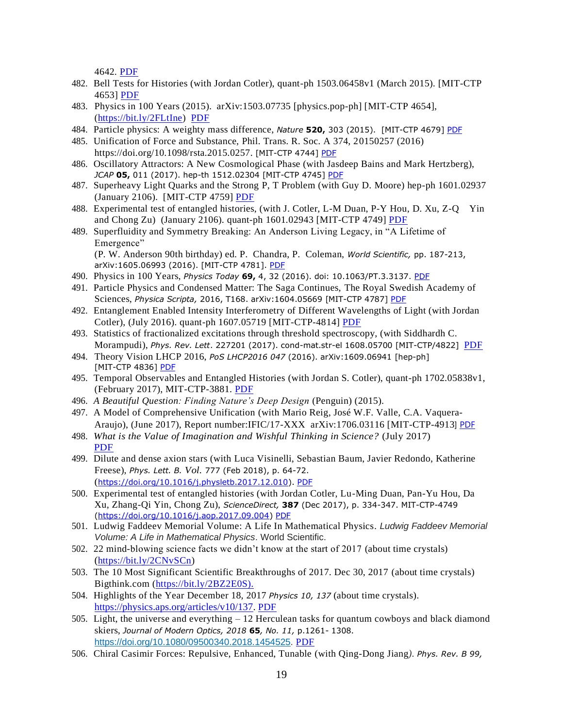4642. PDF

482. Bell Tests for Histories (with Jordan Cotler), quant-ph 1503.06458v1 (March 2015). [MIT-CTP 4653] PDF
483. Physics in 100 Years (2015). arXiv:1503.07735 [physics.pop-ph] [MIT-CTP 4654], (https://bit.ly/2FLtIne) PDF
484. Particle physics: A weighty mass difference, *Nature* **520,** 303 (2015). [MIT-CTP 4679] PDF
485. Unification of Force and Substance, Phil. Trans. R. Soc. A 374, 20150257 (2016) https://doi.org/10.1098/rsta.2015.0257. [MIT-CTP 4744] PDF
486. Oscillatory Attractors: A New Cosmological Phase (with Jasdeep Bains and Mark Hertzberg), *JCAP* **05,** 011 (2017). hep-th 1512.02304 [MIT-CTP 4745] PDF
487. Superheavy Light Quarks and the Strong P, T Problem (with Guy D. Moore) hep-ph 1601.02937 (January 2106). [MIT-CTP 4759] PDF
488. Experimental test of entangled histories, (with J. Cotler, L-M Duan, P-Y Hou, D. Xu, Z-Q Yin and Chong Zu) (January 2106). quant-ph 1601.02943 [MIT-CTP 4749] PDF
489. Superfluidity and Symmetry Breaking: An Anderson Living Legacy, in "A Lifetime of Emergence" (P. W. Anderson 90th birthday) ed. P. Chandra, P. Coleman, *World Scientific,* pp. 187-213, arXiv:1605.06993 (2016). [MIT-CTP 4781]. PDF
490. Physics in 100 Years, *Physics Today* **69,** 4, 32 (2016). doi: 10.1063/PT.3.3137. PDF
491. Particle Physics and Condensed Matter: The Saga Continues, The Royal Swedish Academy of Sciences, *Physica Scripta,* 2016, T168. arXiv:1604.05669 [MIT-CTP 4787] PDF
492. Entanglement Enabled Intensity Interferometry of Different Wavelengths of Light (with Jordan Cotler), (July 2016). quant-ph 1607.05719 [MIT-CTP-4814] PDF
493. Statistics of fractionalized excitations through threshold spectroscopy, (with Siddhardh C. Morampudi), *Phys. Rev. Lett*. 227201 (2017). cond-mat.str-el 1608.05700 [MIT-CTP/4822] PDF
494. Theory Vision LHCP 2016, *PoS LHCP2016 047* (2016). arXiv:1609.06941 [hep-ph] [MIT-CTP 4836] PDF
495. Temporal Observables and Entangled Histories (with Jordan S. Cotler), quant-ph 1702.05838v1, (February 2017), MIT-CTP-3881. PDF
496. *A Beautiful Question: Finding Nature's Deep Design* (Penguin) (2015).
497. A Model of Comprehensive Unification (with Mario Reig, José W.F. Valle, C.A. Vaquera-Araujo), (June 2017), Report number:IFIC/17-XXX arXiv:1706.03116 [MIT-CTP-4913] PDF
498. *What is the Value of Imagination and Wishful Thinking in Science?* (July 2017) PDF
499. Dilute and dense axion stars (with Luca Visinelli, Sebastian Baum, Javier Redondo, Katherine Freese), *Phys. Lett. B. Vol.* 777 (Feb 2018), p. 64-72. (https://doi.org/10.1016/j.physletb.2017.12.010). PDF
500. Experimental test of entangled histories (with Jordan Cotler, Lu-Ming Duan, Pan-Yu Hou, Da Xu, Zhang-Qi Yin, Chong Zu), *ScienceDirect,* **387** (Dec 2017), p. 334-347. MIT-CTP-4749 (https://doi.org/10.1016/j.aop.2017.09.004) PDF
501. Ludwig Faddeev Memorial Volume: A Life In Mathematical Physics. *Ludwig Faddeev Memorial Volume: A Life in Mathematical Physics*. World Scientific.
502. 22 mind-blowing science facts we didn't know at the start of 2017 (about time crystals) (https://bit.ly/2CNvSCn)
503. The 10 Most Significant Scientific Breakthroughs of 2017. Dec 30, 2017 (about time crystals) Bigthink.com (https://bit.ly/2BZ2E0S).
504. Highlights of the Year December 18, 2017 *Physics 10, 137* (about time crystals). https://physics.aps.org/articles/v10/137. PDF
505. Light, the universe and everything – 12 Herculean tasks for quantum cowboys and black diamond skiers, *Journal of Modern Optics, 2018* **65***, No. 11,* p.1261- 1308. https://doi.org/10.1080/09500340.2018.1454525. PDF
506. Chiral Casimir Forces: Repulsive, Enhanced, Tunable (with Qing-Dong Jiang*). Phys. Rev. B 99,*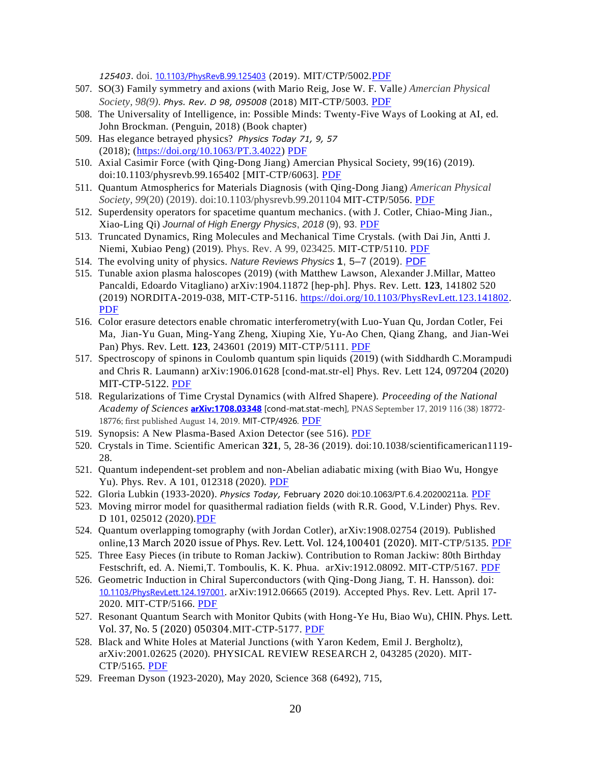*125403*. doi. 10.1103/PhysRevB.99.125403 (2019). MIT/CTP/5002.PDF

507. SO(3) Family symmetry and axions (with Mario Reig, Jose W. F. Valle*) American Physical Society, 98(9). Phys. Rev. D 98, 095008* (2018) MIT-CTP/5003. PDF
508. The Universality of Intelligence, in: Possible Minds: Twenty-Five Ways of Looking at AI, ed. John Brockman. (Penguin, 2018) (Book chapter)
509. Has elegance betrayed physics? *Physics Today 71, 9, 57* (2018); (https://doi.org/10.1063/PT.3.4022) PDF
510. Axial Casimir Force (with Qing-Dong Jiang) Amercian Physical Society, 99(16) (2019). doi:10.1103/physrevb.99.165402 [MIT-CTP/6063]. PDF
511. Quantum Atmospherics for Materials Diagnosis (with Qing-Dong Jiang) *American Physical Society*, *99*(20) (2019). doi:10.1103/physrevb.99.201104 MIT-CTP/5056. PDF
512. Superdensity operators for spacetime quantum mechanics. (with J. Cotler, Chiao-Ming Jian., Xiao-Ling Qi) *Journal of High Energy Physics*, *2018* (9), 93. PDF
513. Truncated Dynamics, Ring Molecules and Mechanical Time Crystals. (with Dai Jin, Antti J. Niemi, Xubiao Peng) (2019). Phys. Rev. A 99, 023425. MIT-CTP/5110. PDF
514. The evolving unity of physics. *Nature Reviews Physics* **1**, 5–7 (2019). PDF
515. Tunable axion plasma haloscopes (2019) (with Matthew Lawson, Alexander J.Millar, Matteo Pancaldi, Edoardo Vitagliano) arXiv:1904.11872 [hep-ph]. Phys. Rev. Lett. **123**, 141802 520 (2019) NORDITA-2019-038, MIT-CTP-5116. https://doi.org/10.1103/PhysRevLett.123.141802. PDF
516. Color erasure detectors enable chromatic interferometry(with Luo-Yuan Qu, Jordan Cotler, Fei Ma, Jian-Yu Guan, Ming-Yang Zheng, Xiuping Xie, Yu-Ao Chen, Qiang Zhang, and Jian-Wei Pan) Phys. Rev. Lett. **123**, 243601 (2019) MIT-CTP/5111. PDF
517. Spectroscopy of spinons in Coulomb quantum spin liquids (2019) (with Siddhardh C.Morampudi and Chris R. Laumann) arXiv:1906.01628 [cond-mat.str-el] Phys. Rev. Lett 124, 097204 (2020) MIT-CTP-5122. PDF
518. Regularizations of Time Crystal Dynamics (with Alfred Shapere). *Proceeding of the National Academy of Sciences* **arXiv:1708.03348** [cond-mat.stat-mech], PNAS September 17, 2019 116 (38) 18772-18776; first published August 14, 2019. MIT-CTP/4926. PDF
519. Synopsis: A New Plasma-Based Axion Detector (see 516). PDF
520. Crystals in Time. Scientific American **321**, 5, 28-36 (2019). doi:10.1038/scientificamerican1119-28.
521. Quantum independent-set problem and non-Abelian adiabatic mixing (with Biao Wu, Hongye Yu). Phys. Rev. A 101, 012318 (2020). PDF
522. Gloria Lubkin (1933-2020). *Physics Today,* February 2020 doi:10.1063/PT.6.4.20200211a. PDF
523. Moving mirror model for quasithermal radiation fields (with R.R. Good, V.Linder) Phys. Rev. D 101, 025012 (2020).PDF
524. Quantum overlapping tomography (with Jordan Cotler), arXiv:1908.02754 (2019). Published online,13 March 2020 issue of Phys. Rev. Lett. Vol. 124,100401 (2020). MIT-CTP/5135. PDF
525. Three Easy Pieces (in tribute to Roman Jackiw). Contribution to Roman Jackiw: 80th Birthday Festschrift, ed. A. Niemi,T. Tomboulis, K. K. Phua. arXiv:1912.08092. MIT-CTP/5167. PDF
526. Geometric Induction in Chiral Superconductors (with Qing-Dong Jiang, T. H. Hansson). doi: 10.1103/PhysRevLett.124.197001. arXiv:1912.06665 (2019). Accepted Phys. Rev. Lett. April 17-2020. MIT-CTP/5166. PDF
527. Resonant Quantum Search with Monitor Qubits (with Hong-Ye Hu, Biao Wu), CHIN. Phys. Lett. Vol. 37, No. 5 (2020) 050304.MIT-CTP-5177. PDF
528. Black and White Holes at Material Junctions (with Yaron Kedem, Emil J. Bergholtz), arXiv:2001.02625 (2020). PHYSICAL REVIEW RESEARCH 2, 043285 (2020). MIT-CTP/5165. PDF
529. Freeman Dyson (1923-2020), May 2020, Science 368 (6492), 715,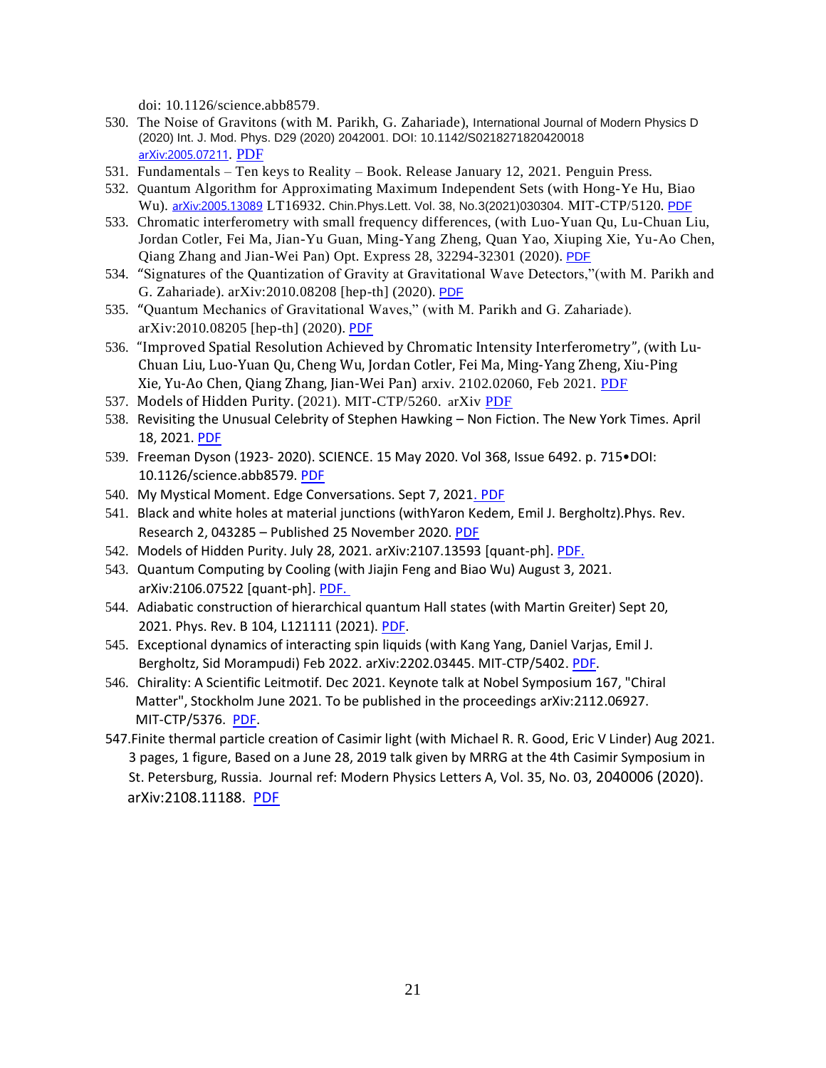doi: 10.1126/science.abb8579.

530. The Noise of Gravitons (with M. Parikh, G. Zahariade), International Journal of Modern Physics D (2020) Int. J. Mod. Phys. D29 (2020) 2042001. DOI: 10.1142/S0218271820420018 arXiv:2005.07211. PDF
531. Fundamentals – Ten keys to Reality – Book. Release January 12, 2021. Penguin Press.
532. Quantum Algorithm for Approximating Maximum Independent Sets (with Hong-Ye Hu, Biao Wu). arXiv:2005.13089 LT16932. Chin.Phys.Lett. Vol. 38, No.3(2021)030304. MIT-CTP/5120. PDF
533. Chromatic interferometry with small frequency differences, (with Luo-Yuan Qu, Lu-Chuan Liu, Jordan Cotler, Fei Ma, Jian-Yu Guan, Ming-Yang Zheng, Quan Yao, Xiuping Xie, Yu-Ao Chen, Qiang Zhang and Jian-Wei Pan) Opt. Express 28, 32294-32301 (2020). PDF
534. "Signatures of the Quantization of Gravity at Gravitational Wave Detectors,"(with M. Parikh and G. Zahariade). arXiv:2010.08208 [hep-th] (2020). PDF
535. "Quantum Mechanics of Gravitational Waves," (with M. Parikh and G. Zahariade). arXiv:2010.08205 [hep-th] (2020). PDF
536. "Improved Spatial Resolution Achieved by Chromatic Intensity Interferometry", (with Lu-Chuan Liu, Luo-Yuan Qu, Cheng Wu, Jordan Cotler, Fei Ma, Ming-Yang Zheng, Xiu-Ping Xie, Yu-Ao Chen, Qiang Zhang, Jian-Wei Pan) arxiv. 2102.02060, Feb 2021. PDF
537. Models of Hidden Purity. (2021). MIT-CTP/5260. arXiv PDF
538. Revisiting the Unusual Celebrity of Stephen Hawking – Non Fiction. The New York Times. April 18, 2021. PDF
539. Freeman Dyson (1923- 2020). SCIENCE. 15 May 2020. Vol 368, Issue 6492. p. 715•DOI: 10.1126/science.abb8579. PDF
540. My Mystical Moment. Edge Conversations. Sept 7, 2021. PDF
541. Black and white holes at material junctions (withYaron Kedem, Emil J. Bergholtz).Phys. Rev. Research 2, 043285 – Published 25 November 2020. PDF
542. Models of Hidden Purity. July 28, 2021. arXiv:2107.13593 [quant-ph]. PDF.
543. Quantum Computing by Cooling (with Jiajin Feng and Biao Wu) August 3, 2021. arXiv:2106.07522 [quant-ph]. PDF.
544. Adiabatic construction of hierarchical quantum Hall states (with Martin Greiter) Sept 20, 2021. Phys. Rev. B 104, L121111 (2021). PDF.
545. Exceptional dynamics of interacting spin liquids (with Kang Yang, Daniel Varjas, Emil J. Bergholtz, Sid Morampudi) Feb 2022. arXiv:2202.03445. MIT-CTP/5402. PDF.
546. Chirality: A Scientific Leitmotif. Dec 2021. Keynote talk at Nobel Symposium 167, "Chiral Matter", Stockholm June 2021. To be published in the proceedings arXiv:2112.06927. MIT-CTP/5376. PDF.
547. Finite thermal particle creation of Casimir light (with Michael R. R. Good, Eric V Linder) Aug 2021. 3 pages, 1 figure, Based on a June 28, 2019 talk given by MRRG at the 4th Casimir Symposium in St. Petersburg, Russia. Journal ref: Modern Physics Letters A, Vol. 35, No. 03, 2040006 (2020). arXiv:2108.11188. PDF